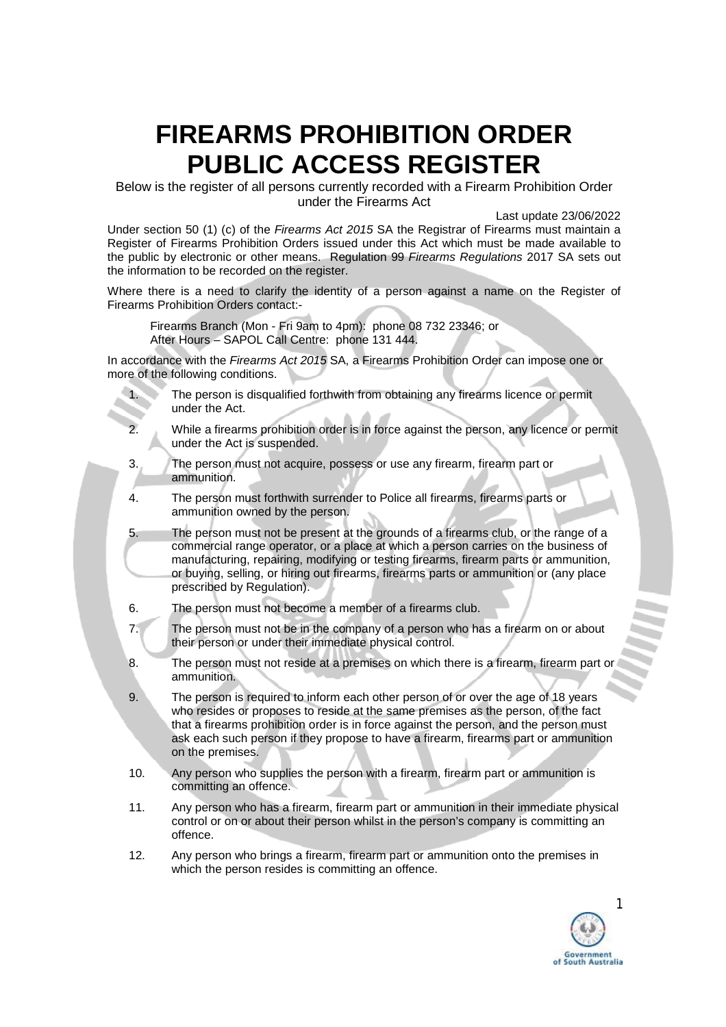# FIREARMS PROHIBITION ORDER PUBLIC ACCESS REGISTER

Below is the register of all persons currently recorded with a Firearm Prohibition Order under the Firearms Act

Last update 23/06/2022

Under section 50 (1) (c) of the *Firearms Act 2015* SA the Registrar of Firearms must maintain a Register of Firearms Prohibition Orders issued under this Act which must be made available to the public by electronic or other means. Regulation 99 *Firearms Regulations* 2017 SA sets out the information to be recorded on the register.

Where there is a need to clarify the identity of a person against a name on the Register of Firearms Prohibition Orders contact:-

Firearms Branch (Mon - Fri 9am to 4pm): phone 08 732 23346; or
After Hours – SAPOL Call Centre: phone 131 444.

In accordance with the *Firearms Act 2015* SA, a Firearms Prohibition Order can impose one or more of the following conditions.

1. The person is disqualified forthwith from obtaining any firearms licence or permit under the Act.
2. While a firearms prohibition order is in force against the person, any licence or permit under the Act is suspended.
3. The person must not acquire, possess or use any firearm, firearm part or ammunition.
4. The person must forthwith surrender to Police all firearms, firearms parts or ammunition owned by the person.
5. The person must not be present at the grounds of a firearms club, or the range of a commercial range operator, or a place at which a person carries on the business of manufacturing, repairing, modifying or testing firearms, firearm parts or ammunition, or buying, selling, or hiring out firearms, firearms parts or ammunition or (any place prescribed by Regulation).
6. The person must not become a member of a firearms club.
7. The person must not be in the company of a person who has a firearm on or about their person or under their immediate physical control.
8. The person must not reside at a premises on which there is a firearm, firearm part or ammunition.
9. The person is required to inform each other person of or over the age of 18 years who resides or proposes to reside at the same premises as the person, of the fact that a firearms prohibition order is in force against the person, and the person must ask each such person if they propose to have a firearm, firearms part or ammunition on the premises.
10. Any person who supplies the person with a firearm, firearm part or ammunition is committing an offence.
11. Any person who has a firearm, firearm part or ammunition in their immediate physical control or on or about their person whilst in the person's company is committing an offence.
12. Any person who brings a firearm, firearm part or ammunition onto the premises in which the person resides is committing an offence.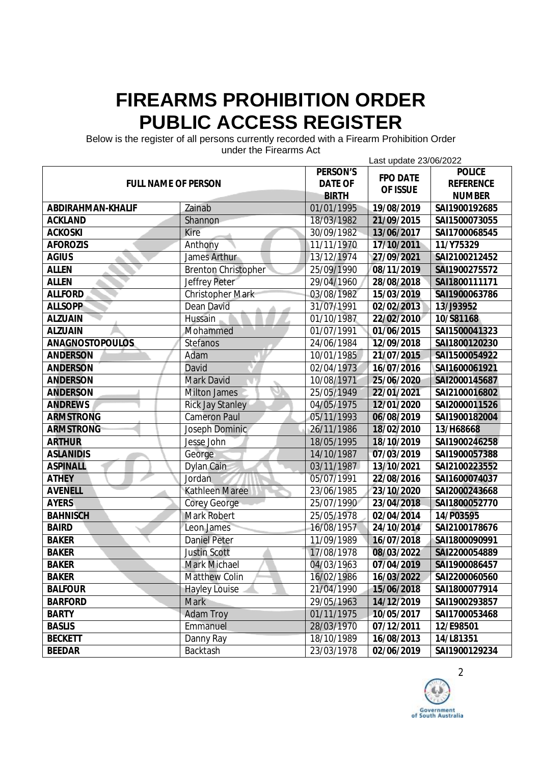# FIREARMS PROHIBITION ORDER PUBLIC ACCESS REGISTER

Below is the register of all persons currently recorded with a Firearm Prohibition Order under the Firearms Act

Last update 23/06/2022

| FULL NAME OF PERSON | | PERSON'S DATE OF BIRTH | FPO DATE OF ISSUE | POLICE REFERENCE NUMBER |
|---|---|---|---|---|
| **ABDIRAHMAN-KHALIF** | Zainab | 01/01/1995 | **19/08/2019** | **SAI1900192685** |
| **ACKLAND** | Shannon | 18/03/1982 | **21/09/2015** | **SAI1500073055** |
| **ACKOSKI** | Kire | 30/09/1982 | **13/06/2017** | **SAI1700068545** |
| **AFOROZIS** | Anthony | 11/11/1970 | **17/10/2011** | **11/Y75329** |
| **AGIUS** | James Arthur | 13/12/1974 | **27/09/2021** | **SAI2100212452** |
| **ALLEN** | Brenton Christopher | 25/09/1990 | **08/11/2019** | **SAI1900275572** |
| **ALLEN** | Jeffrey Peter | 29/04/1960 | **28/08/2018** | **SAI1800111171** |
| **ALLFORD** | Christopher Mark | 03/08/1982 | **15/03/2019** | **SAI1900063786** |
| **ALLSOPP** | Dean David | 31/07/1991 | **02/02/2013** | **13/J93952** |
| **ALZUAIN** | Hussain | 01/10/1987 | **22/02/2010** | **10/S81168** |
| **ALZUAIN** | Mohammed | 01/07/1991 | **01/06/2015** | **SAI1500041323** |
| **ANAGNOSTOPOULOS** | Stefanos | 24/06/1984 | **12/09/2018** | **SAI1800120230** |
| **ANDERSON** | Adam | 10/01/1985 | **21/07/2015** | **SAI1500054922** |
| **ANDERSON** | David | 02/04/1973 | **16/07/2016** | **SAI1600061921** |
| **ANDERSON** | Mark David | 10/08/1971 | **25/06/2020** | **SAI2000145687** |
| **ANDERSON** | Milton James | 25/05/1949 | **22/01/2021** | **SAI2100016802** |
| **ANDREWS** | Rick Jay Stanley | 04/05/1975 | **12/01/2020** | **SAI2000011526** |
| **ARMSTRONG** | Cameron Paul | 05/11/1993 | **06/08/2019** | **SAI1900182004** |
| **ARMSTRONG** | Joseph Dominic | 26/11/1986 | **18/02/2010** | **13/H68668** |
| **ARTHUR** | Jesse John | 18/05/1995 | **18/10/2019** | **SAI1900246258** |
| **ASLANIDIS** | George | 14/10/1987 | **07/03/2019** | **SAI1900057388** |
| **ASPINALL** | Dylan Cain | 03/11/1987 | **13/10/2021** | **SAI2100223552** |
| **ATHEY** | Jordan | 05/07/1991 | **22/08/2016** | **SAI1600074037** |
| **AVENELL** | Kathleen Maree | 23/06/1985 | **23/10/2020** | **SAI2000243668** |
| **AYERS** | Corey George | 25/07/1990 | **23/04/2018** | **SAI1800052770** |
| **BAHNISCH** | Mark Robert | 25/05/1978 | **02/04/2014** | **14/P03595** |
| **BAIRD** | Leon James | 16/08/1957 | **24/10/2014** | **SAI2100178676** |
| **BAKER** | Daniel Peter | 11/09/1989 | **16/07/2018** | **SAI1800090991** |
| **BAKER** | Justin Scott | 17/08/1978 | **08/03/2022** | **SAI2200054889** |
| **BAKER** | Mark Michael | 04/03/1963 | **07/04/2019** | **SAI1900086457** |
| **BAKER** | Matthew Colin | 16/02/1986 | **16/03/2022** | **SAI2200060560** |
| **BALFOUR** | Hayley Louise | 21/04/1990 | **15/06/2018** | **SAI1800077914** |
| **BARFORD** | Mark | 29/05/1963 | **14/12/2019** | **SAI1900293857** |
| **BARTY** | Adam Troy | 01/11/1975 | **10/05/2017** | **SAI1700053468** |
| **BASLIS** | Emmanuel | 28/03/1970 | **07/12/2011** | **12/E98501** |
| **BECKETT** | Danny Ray | 18/10/1989 | **16/08/2013** | **14/L81351** |
| **BEEDAR** | Backtash | 23/03/1978 | **02/06/2019** | **SAI1900129234** |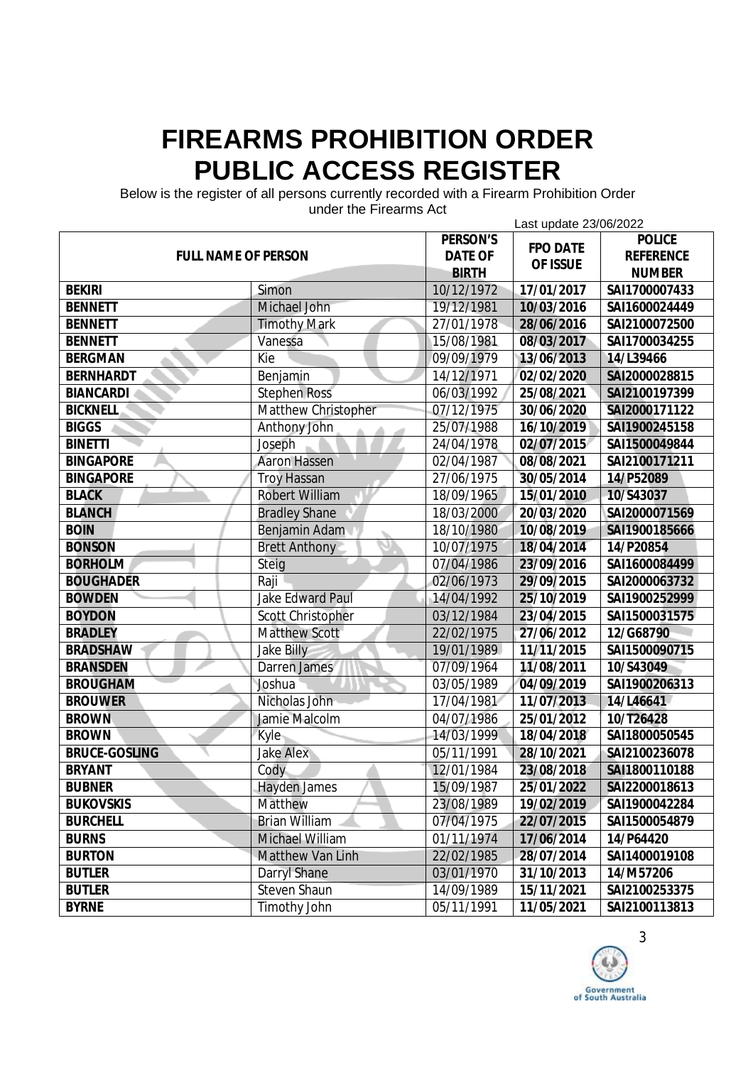# FIREARMS PROHIBITION ORDER PUBLIC ACCESS REGISTER

Below is the register of all persons currently recorded with a Firearm Prohibition Order under the Firearms Act

Last update 23/06/2022

| FULL NAME OF PERSON | | PERSON'S DATE OF BIRTH | FPO DATE OF ISSUE | POLICE REFERENCE NUMBER |
|---|---|---|---|---|
| **BEKIRI** | Simon | 10/12/1972 | **17/01/2017** | **SAI1700007433** |
| **BENNETT** | Michael John | 19/12/1981 | **10/03/2016** | **SAI1600024449** |
| **BENNETT** | Timothy Mark | 27/01/1978 | **28/06/2016** | **SAI2100072500** |
| **BENNETT** | Vanessa | 15/08/1981 | **08/03/2017** | **SAI1700034255** |
| **BERGMAN** | Kie | 09/09/1979 | **13/06/2013** | **14/L39466** |
| **BERNHARDT** | Benjamin | 14/12/1971 | **02/02/2020** | **SAI2000028815** |
| **BIANCARDI** | Stephen Ross | 06/03/1992 | **25/08/2021** | **SAI2100197399** |
| **BICKNELL** | Matthew Christopher | 07/12/1975 | **30/06/2020** | **SAI2000171122** |
| **BIGGS** | Anthony John | 25/07/1988 | **16/10/2019** | **SAI1900245158** |
| **BINETTI** | Joseph | 24/04/1978 | **02/07/2015** | **SAI1500049844** |
| **BINGAPORE** | Aaron Hassen | 02/04/1987 | **08/08/2021** | **SAI2100171211** |
| **BINGAPORE** | Troy Hassan | 27/06/1975 | **30/05/2014** | **14/P52089** |
| **BLACK** | Robert William | 18/09/1965 | **15/01/2010** | **10/S43037** |
| **BLANCH** | Bradley Shane | 18/03/2000 | **20/03/2020** | **SAI2000071569** |
| **BOIN** | Benjamin Adam | 18/10/1980 | **10/08/2019** | **SAI1900185666** |
| **BONSON** | Brett Anthony | 10/07/1975 | **18/04/2014** | **14/P20854** |
| **BORHOLM** | Steig | 07/04/1986 | **23/09/2016** | **SAI1600084499** |
| **BOUGHADER** | Raji | 02/06/1973 | **29/09/2015** | **SAI2000063732** |
| **BOWDEN** | Jake Edward Paul | 14/04/1992 | **25/10/2019** | **SAI1900252999** |
| **BOYDON** | Scott Christopher | 03/12/1984 | **23/04/2015** | **SAI1500031575** |
| **BRADLEY** | Matthew Scott | 22/02/1975 | **27/06/2012** | **12/G68790** |
| **BRADSHAW** | Jake Billy | 19/01/1989 | **11/11/2015** | **SAI1500090715** |
| **BRANSDEN** | Darren James | 07/09/1964 | **11/08/2011** | **10/S43049** |
| **BROUGHAM** | Joshua | 03/05/1989 | **04/09/2019** | **SAI1900206313** |
| **BROUWER** | Nicholas John | 17/04/1981 | **11/07/2013** | **14/L46641** |
| **BROWN** | Jamie Malcolm | 04/07/1986 | **25/01/2012** | **10/T26428** |
| **BROWN** | Kyle | 14/03/1999 | **18/04/2018** | **SAI1800050545** |
| **BRUCE-GOSLING** | Jake Alex | 05/11/1991 | **28/10/2021** | **SAI2100236078** |
| **BRYANT** | Cody | 12/01/1984 | **23/08/2018** | **SAI1800110188** |
| **BUBNER** | Hayden James | 15/09/1987 | **25/01/2022** | **SAI2200018613** |
| **BUKOVSKIS** | Matthew | 23/08/1989 | **19/02/2019** | **SAI1900042284** |
| **BURCHELL** | Brian William | 07/04/1975 | **22/07/2015** | **SAI1500054879** |
| **BURNS** | Michael William | 01/11/1974 | **17/06/2014** | **14/P64420** |
| **BURTON** | Matthew Van Linh | 22/02/1985 | **28/07/2014** | **SAI1400019108** |
| **BUTLER** | Darryl Shane | 03/01/1970 | **31/10/2013** | **14/M57206** |
| **BUTLER** | Steven Shaun | 14/09/1989 | **15/11/2021** | **SAI2100253375** |
| **BYRNE** | Timothy John | 05/11/1991 | **11/05/2021** | **SAI2100113813** |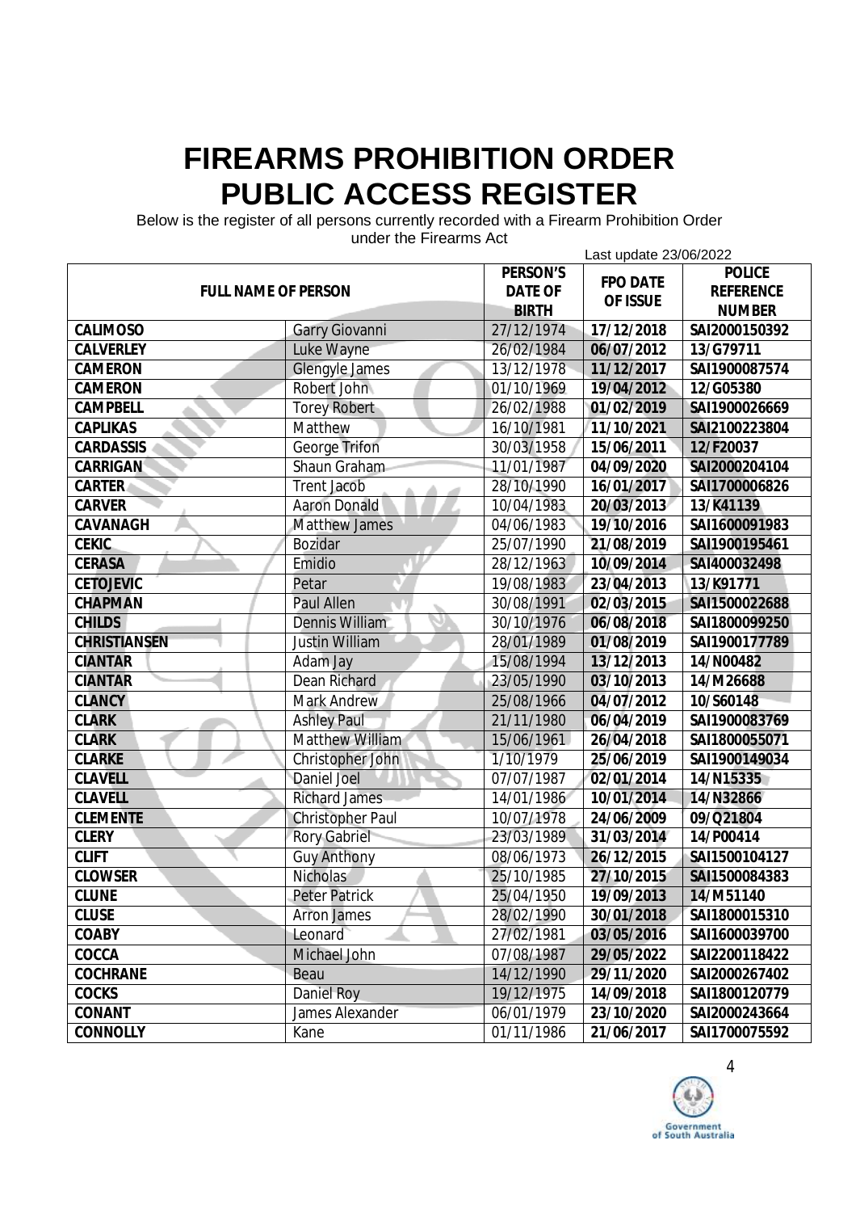# FIREARMS PROHIBITION ORDER PUBLIC ACCESS REGISTER

Below is the register of all persons currently recorded with a Firearm Prohibition Order under the Firearms Act

Last update 23/06/2022

| FULL NAME OF PERSON | | PERSON'S DATE OF BIRTH | FPO DATE OF ISSUE | POLICE REFERENCE NUMBER |
|---|---|---|---|---|
| **CALIMOSO** | Garry Giovanni | 27/12/1974 | **17/12/2018** | **SAI2000150392** |
| **CALVERLEY** | Luke Wayne | 26/02/1984 | **06/07/2012** | **13/G79711** |
| **CAMERON** | Glengyle James | 13/12/1978 | **11/12/2017** | **SAI1900087574** |
| **CAMERON** | Robert John | 01/10/1969 | **19/04/2012** | **12/G05380** |
| **CAMPBELL** | Torey Robert | 26/02/1988 | **01/02/2019** | **SAI1900026669** |
| **CAPLIKAS** | Matthew | 16/10/1981 | **11/10/2021** | **SAI2100223804** |
| **CARDASSIS** | George Trifon | 30/03/1958 | **15/06/2011** | **12/F20037** |
| **CARRIGAN** | Shaun Graham | 11/01/1987 | **04/09/2020** | **SAI2000204104** |
| **CARTER** | Trent Jacob | 28/10/1990 | **16/01/2017** | **SAI1700006826** |
| **CARVER** | Aaron Donald | 10/04/1983 | **20/03/2013** | **13/K41139** |
| **CAVANAGH** | Matthew James | 04/06/1983 | **19/10/2016** | **SAI1600091983** |
| **CEKIC** | Bozidar | 25/07/1990 | **21/08/2019** | **SAI1900195461** |
| **CERASA** | Emidio | 28/12/1963 | **10/09/2014** | **SAI400032498** |
| **CETOJEVIC** | Petar | 19/08/1983 | **23/04/2013** | **13/K91771** |
| **CHAPMAN** | Paul Allen | 30/08/1991 | **02/03/2015** | **SAI1500022688** |
| **CHILDS** | Dennis William | 30/10/1976 | **06/08/2018** | **SAI1800099250** |
| **CHRISTIANSEN** | Justin William | 28/01/1989 | **01/08/2019** | **SAI1900177789** |
| **CIANTAR** | Adam Jay | 15/08/1994 | **13/12/2013** | **14/N00482** |
| **CIANTAR** | Dean Richard | 23/05/1990 | **03/10/2013** | **14/M26688** |
| **CLANCY** | Mark Andrew | 25/08/1966 | **04/07/2012** | **10/S60148** |
| **CLARK** | Ashley Paul | 21/11/1980 | **06/04/2019** | **SAI1900083769** |
| **CLARK** | Matthew William | 15/06/1961 | **26/04/2018** | **SAI1800055071** |
| **CLARKE** | Christopher John | 1/10/1979 | **25/06/2019** | **SAI1900149034** |
| **CLAVELL** | Daniel Joel | 07/07/1987 | **02/01/2014** | **14/N15335** |
| **CLAVELL** | Richard James | 14/01/1986 | **10/01/2014** | **14/N32866** |
| **CLEMENTE** | Christopher Paul | 10/07/1978 | **24/06/2009** | **09/Q21804** |
| **CLERY** | Rory Gabriel | 23/03/1989 | **31/03/2014** | **14/P00414** |
| **CLIFT** | Guy Anthony | 08/06/1973 | **26/12/2015** | **SAI1500104127** |
| **CLOWSER** | Nicholas | 25/10/1985 | **27/10/2015** | **SAI1500084383** |
| **CLUNE** | Peter Patrick | 25/04/1950 | **19/09/2013** | **14/M51140** |
| **CLUSE** | Arron James | 28/02/1990 | **30/01/2018** | **SAI1800015310** |
| **COABY** | Leonard | 27/02/1981 | **03/05/2016** | **SAI1600039700** |
| **COCCA** | Michael John | 07/08/1987 | **29/05/2022** | **SAI2200118422** |
| **COCHRANE** | Beau | 14/12/1990 | **29/11/2020** | **SAI2000267402** |
| **COCKS** | Daniel Roy | 19/12/1975 | **14/09/2018** | **SAI1800120779** |
| **CONANT** | James Alexander | 06/01/1979 | **23/10/2020** | **SAI2000243664** |
| **CONNOLLY** | Kane | 01/11/1986 | **21/06/2017** | **SAI1700075592** |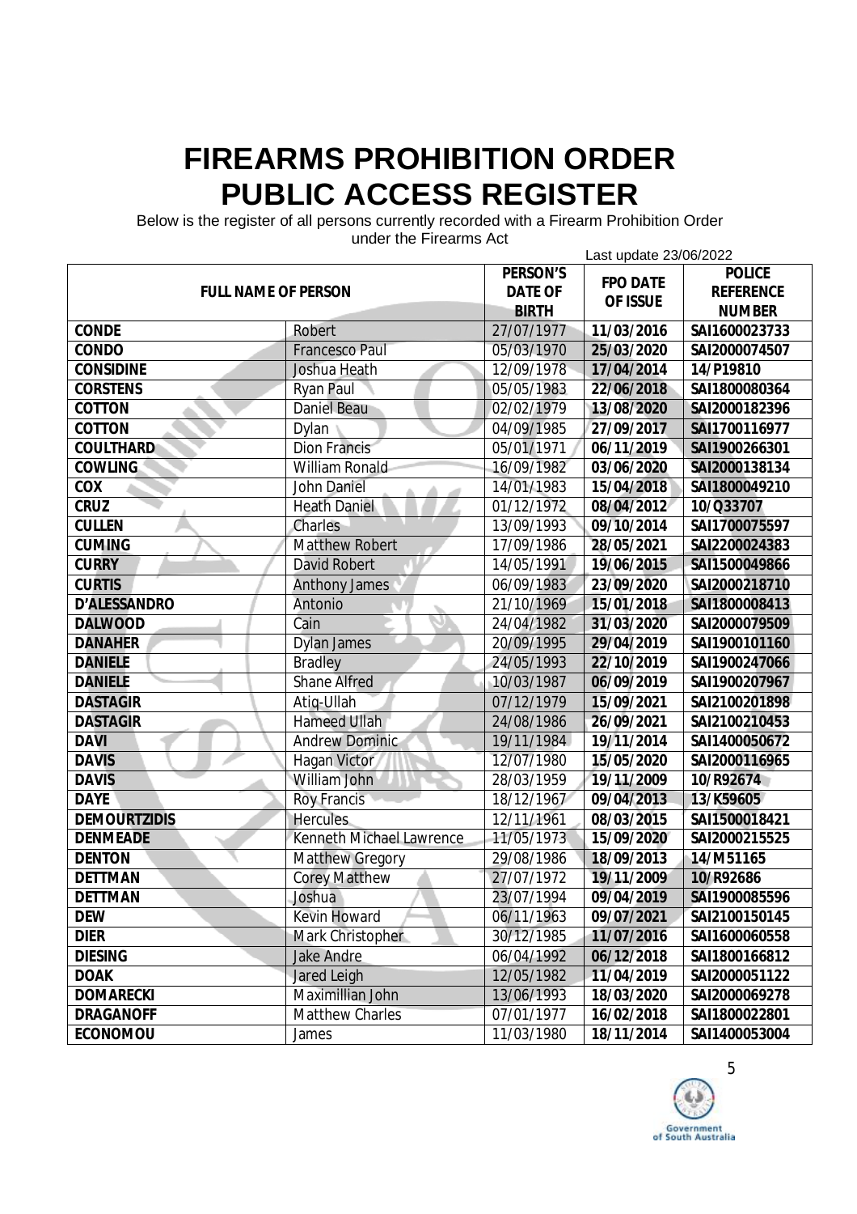# FIREARMS PROHIBITION ORDER PUBLIC ACCESS REGISTER

Below is the register of all persons currently recorded with a Firearm Prohibition Order under the Firearms Act

Last update 23/06/2022

| FULL NAME OF PERSON | | PERSON'S DATE OF BIRTH | FPO DATE OF ISSUE | POLICE REFERENCE NUMBER |
|---|---|---|---|---|
| **CONDE** | Robert | 27/07/1977 | **11/03/2016** | **SAI1600023733** |
| **CONDO** | Francesco Paul | 05/03/1970 | **25/03/2020** | **SAI2000074507** |
| **CONSIDINE** | Joshua Heath | 12/09/1978 | **17/04/2014** | **14/P19810** |
| **CORSTENS** | Ryan Paul | 05/05/1983 | **22/06/2018** | **SAI1800080364** |
| **COTTON** | Daniel Beau | 02/02/1979 | **13/08/2020** | **SAI2000182396** |
| **COTTON** | Dylan | 04/09/1985 | **27/09/2017** | **SAI1700116977** |
| **COULTHARD** | Dion Francis | 05/01/1971 | **06/11/2019** | **SAI1900266301** |
| **COWLING** | William Ronald | 16/09/1982 | **03/06/2020** | **SAI2000138134** |
| **COX** | John Daniel | 14/01/1983 | **15/04/2018** | **SAI1800049210** |
| **CRUZ** | Heath Daniel | 01/12/1972 | **08/04/2012** | **10/Q33707** |
| **CULLEN** | Charles | 13/09/1993 | **09/10/2014** | **SAI1700075597** |
| **CUMING** | Matthew Robert | 17/09/1986 | **28/05/2021** | **SAI2200024383** |
| **CURRY** | David Robert | 14/05/1991 | **19/06/2015** | **SAI1500049866** |
| **CURTIS** | Anthony James | 06/09/1983 | **23/09/2020** | **SAI2000218710** |
| **D'ALESSANDRO** | Antonio | 21/10/1969 | **15/01/2018** | **SAI1800008413** |
| **DALWOOD** | Cain | 24/04/1982 | **31/03/2020** | **SAI2000079509** |
| **DANAHER** | Dylan James | 20/09/1995 | **29/04/2019** | **SAI1900101160** |
| **DANIELE** | Bradley | 24/05/1993 | **22/10/2019** | **SAI1900247066** |
| **DANIELE** | Shane Alfred | 10/03/1987 | **06/09/2019** | **SAI1900207967** |
| **DASTAGIR** | Atiq-Ullah | 07/12/1979 | **15/09/2021** | **SAI2100201898** |
| **DASTAGIR** | Hameed Ullah | 24/08/1986 | **26/09/2021** | **SAI2100210453** |
| **DAVI** | Andrew Dominic | 19/11/1984 | **19/11/2014** | **SAI1400050672** |
| **DAVIS** | Hagan Victor | 12/07/1980 | **15/05/2020** | **SAI2000116965** |
| **DAVIS** | William John | 28/03/1959 | **19/11/2009** | **10/R92674** |
| **DAYE** | Roy Francis | 18/12/1967 | **09/04/2013** | **13/K59605** |
| **DEMOURTZIDIS** | Hercules | 12/11/1961 | **08/03/2015** | **SAI1500018421** |
| **DENMEADE** | Kenneth Michael Lawrence | 11/05/1973 | **15/09/2020** | **SAI2000215525** |
| **DENTON** | Matthew Gregory | 29/08/1986 | **18/09/2013** | **14/M51165** |
| **DETTMAN** | Corey Matthew | 27/07/1972 | **19/11/2009** | **10/R92686** |
| **DETTMAN** | Joshua | 23/07/1994 | **09/04/2019** | **SAI1900085596** |
| **DEW** | Kevin Howard | 06/11/1963 | **09/07/2021** | **SAI2100150145** |
| **DIER** | Mark Christopher | 30/12/1985 | **11/07/2016** | **SAI1600060558** |
| **DIESING** | Jake Andre | 06/04/1992 | **06/12/2018** | **SAI1800166812** |
| **DOAK** | Jared Leigh | 12/05/1982 | **11/04/2019** | **SAI2000051122** |
| **DOMARECKI** | Maximillian John | 13/06/1993 | **18/03/2020** | **SAI2000069278** |
| **DRAGANOFF** | Matthew Charles | 07/01/1977 | **16/02/2018** | **SAI1800022801** |
| **ECONOMOU** | James | 11/03/1980 | **18/11/2014** | **SAI1400053004** |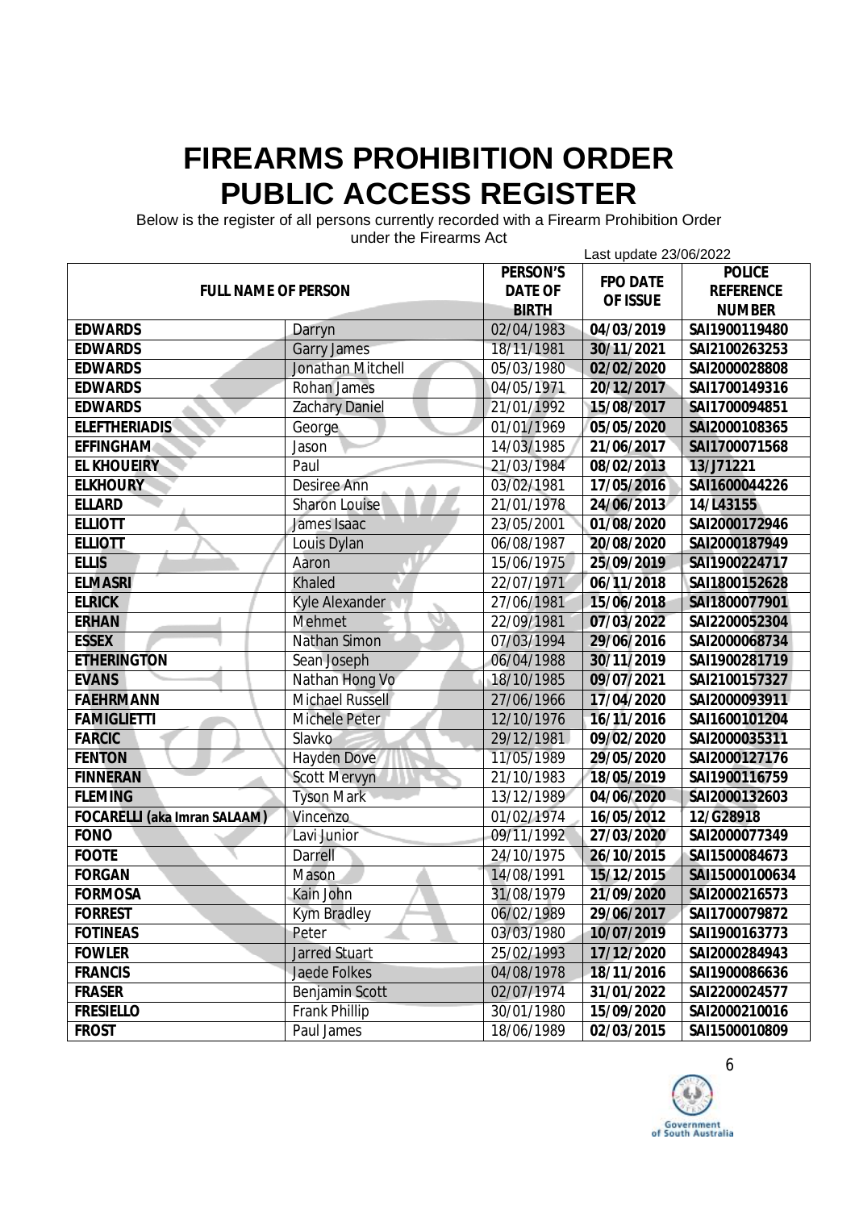# FIREARMS PROHIBITION ORDER PUBLIC ACCESS REGISTER

Below is the register of all persons currently recorded with a Firearm Prohibition Order under the Firearms Act

Last update 23/06/2022

| FULL NAME OF PERSON | | PERSON'S DATE OF BIRTH | FPO DATE OF ISSUE | POLICE REFERENCE NUMBER |
|---|---|---|---|---|
| **EDWARDS** | Darryn | 02/04/1983 | **04/03/2019** | **SAI1900119480** |
| **EDWARDS** | Garry James | 18/11/1981 | **30/11/2021** | **SAI2100263253** |
| **EDWARDS** | Jonathan Mitchell | 05/03/1980 | **02/02/2020** | **SAI2000028808** |
| **EDWARDS** | Rohan James | 04/05/1971 | **20/12/2017** | **SAI1700149316** |
| **EDWARDS** | Zachary Daniel | 21/01/1992 | **15/08/2017** | **SAI1700094851** |
| **ELEFTHERIADIS** | George | 01/01/1969 | **05/05/2020** | **SAI2000108365** |
| **EFFINGHAM** | Jason | 14/03/1985 | **21/06/2017** | **SAI1700071568** |
| **EL KHOUEIRY** | Paul | 21/03/1984 | **08/02/2013** | **13/J71221** |
| **ELKHOURY** | Desiree Ann | 03/02/1981 | **17/05/2016** | **SAI1600044226** |
| **ELLARD** | Sharon Louise | 21/01/1978 | **24/06/2013** | **14/L43155** |
| **ELLIOTT** | James Isaac | 23/05/2001 | **01/08/2020** | **SAI2000172946** |
| **ELLIOTT** | Louis Dylan | 06/08/1987 | **20/08/2020** | **SAI2000187949** |
| **ELLIS** | Aaron | 15/06/1975 | **25/09/2019** | **SAI1900224717** |
| **ELMASRI** | Khaled | 22/07/1971 | **06/11/2018** | **SAI1800152628** |
| **ELRICK** | Kyle Alexander | 27/06/1981 | **15/06/2018** | **SAI1800077901** |
| **ERHAN** | Mehmet | 22/09/1981 | **07/03/2022** | **SAI2200052304** |
| **ESSEX** | Nathan Simon | 07/03/1994 | **29/06/2016** | **SAI2000068734** |
| **ETHERINGTON** | Sean Joseph | 06/04/1988 | **30/11/2019** | **SAI1900281719** |
| **EVANS** | Nathan Hong Vo | 18/10/1985 | **09/07/2021** | **SAI2100157327** |
| **FAEHRMANN** | Michael Russell | 27/06/1966 | **17/04/2020** | **SAI2000093911** |
| **FAMIGLIETTI** | Michele Peter | 12/10/1976 | **16/11/2016** | **SAI1600101204** |
| **FARCIC** | Slavko | 29/12/1981 | **09/02/2020** | **SAI2000035311** |
| **FENTON** | Hayden Dove | 11/05/1989 | **29/05/2020** | **SAI2000127176** |
| **FINNERAN** | Scott Mervyn | 21/10/1983 | **18/05/2019** | **SAI1900116759** |
| **FLEMING** | Tyson Mark | 13/12/1989 | **04/06/2020** | **SAI2000132603** |
| **FOCARELLI (aka Imran SALAAM)** | Vincenzo | 01/02/1974 | **16/05/2012** | **12/G28918** |
| **FONO** | Lavi Junior | 09/11/1992 | **27/03/2020** | **SAI2000077349** |
| **FOOTE** | Darrell | 24/10/1975 | **26/10/2015** | **SAI1500084673** |
| **FORGAN** | Mason | 14/08/1991 | **15/12/2015** | **SAI15000100634** |
| **FORMOSA** | Kain John | 31/08/1979 | **21/09/2020** | **SAI2000216573** |
| **FORREST** | Kym Bradley | 06/02/1989 | **29/06/2017** | **SAI1700079872** |
| **FOTINEAS** | Peter | 03/03/1980 | **10/07/2019** | **SAI1900163773** |
| **FOWLER** | Jarred Stuart | 25/02/1993 | **17/12/2020** | **SAI2000284943** |
| **FRANCIS** | Jaede Folkes | 04/08/1978 | **18/11/2016** | **SAI1900086636** |
| **FRASER** | Benjamin Scott | 02/07/1974 | **31/01/2022** | **SAI2200024577** |
| **FRESIELLO** | Frank Phillip | 30/01/1980 | **15/09/2020** | **SAI2000210016** |
| **FROST** | Paul James | 18/06/1989 | **02/03/2015** | **SAI1500010809** |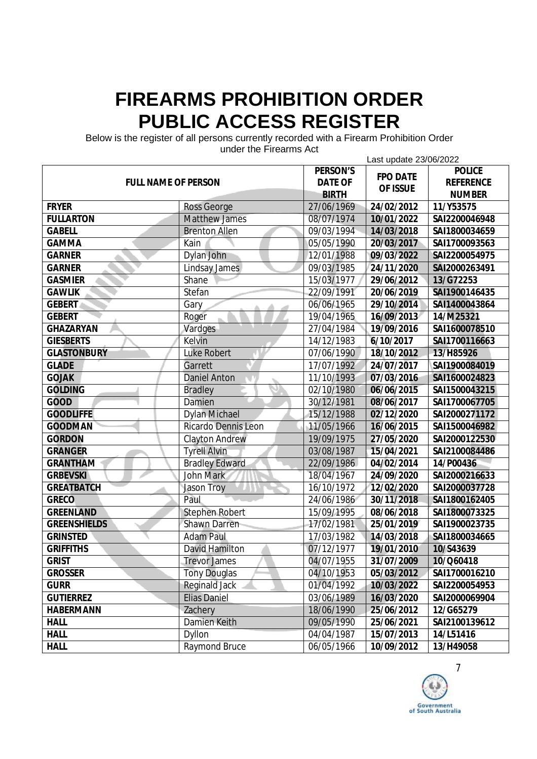# FIREARMS PROHIBITION ORDER PUBLIC ACCESS REGISTER

Below is the register of all persons currently recorded with a Firearm Prohibition Order under the Firearms Act

Last update 23/06/2022

| FULL NAME OF PERSON | | PERSON'S DATE OF BIRTH | FPO DATE OF ISSUE | POLICE REFERENCE NUMBER |
|---|---|---|---|---|
| **FRYER** | Ross George | 27/06/1969 | **24/02/2012** | **11/Y53575** |
| **FULLARTON** | Matthew James | 08/07/1974 | **10/01/2022** | **SAI2200046948** |
| **GABELL** | Brenton Allen | 09/03/1994 | **14/03/2018** | **SAI1800034659** |
| **GAMMA** | Kain | 05/05/1990 | **20/03/2017** | **SAI1700093563** |
| **GARNER** | Dylan John | 12/01/1988 | **09/03/2022** | **SAI2200054975** |
| **GARNER** | Lindsay James | 09/03/1985 | **24/11/2020** | **SAI2000263491** |
| **GASMIER** | Shane | 15/03/1977 | **29/06/2012** | **13/G72253** |
| **GAWLIK** | Stefan | 22/09/1991 | **20/06/2019** | **SAI1900146435** |
| **GEBERT** | Gary | 06/06/1965 | **29/10/2014** | **SAI1400043864** |
| **GEBERT** | Roger | 19/04/1965 | **16/09/2013** | **14/M25321** |
| **GHAZARYAN** | Vardges | 27/04/1984 | **19/09/2016** | **SAI1600078510** |
| **GIESBERTS** | Kelvin | 14/12/1983 | **6/10/2017** | **SAI1700116663** |
| **GLASTONBURY** | Luke Robert | 07/06/1990 | **18/10/2012** | **13/H85926** |
| **GLADE** | Garrett | 17/07/1992 | **24/07/2017** | **SAI1900084019** |
| **GOJAK** | Daniel Anton | 11/10/1993 | **07/03/2016** | **SAI1600024823** |
| **GOLDING** | Bradley | 02/10/1980 | **06/06/2015** | **SAI1500043215** |
| **GOOD** | Damien | 30/12/1981 | **08/06/2017** | **SAI1700067705** |
| **GOODLIFFE** | Dylan Michael | 15/12/1988 | **02/12/2020** | **SAI2000271172** |
| **GOODMAN** | Ricardo Dennis Leon | 11/05/1966 | **16/06/2015** | **SAI1500046982** |
| **GORDON** | Clayton Andrew | 19/09/1975 | **27/05/2020** | **SAI2000122530** |
| **GRANGER** | Tyrell Alvin | 03/08/1987 | **15/04/2021** | **SAI2100084486** |
| **GRANTHAM** | Bradley Edward | 22/09/1986 | **04/02/2014** | **14/P00436** |
| **GRBEVSKI** | John Mark | 18/04/1967 | **24/09/2020** | **SAI2000216633** |
| **GREATBATCH** | Jason Troy | 16/10/1972 | **12/02/2020** | **SAI2000037728** |
| **GRECO** | Paul | 24/06/1986 | **30/11/2018** | **SAI1800162405** |
| **GREENLAND** | Stephen Robert | 15/09/1995 | **08/06/2018** | **SAI1800073325** |
| **GREENSHIELDS** | Shawn Darren | 17/02/1981 | **25/01/2019** | **SAI1900023735** |
| **GRINSTED** | Adam Paul | 17/03/1982 | **14/03/2018** | **SAI1800034665** |
| **GRIFFITHS** | David Hamilton | 07/12/1977 | **19/01/2010** | **10/S43639** |
| **GRIST** | Trevor James | 04/07/1955 | **31/07/2009** | **10/Q60418** |
| **GROSSER** | Tony Douglas | 04/10/1953 | **05/03/2012** | **SAI1700016210** |
| **GURR** | Reginald Jack | 01/04/1992 | **10/03/2022** | **SAI2200054953** |
| **GUTIERREZ** | Elias Daniel | 03/06/1989 | **16/03/2020** | **SAI2000069904** |
| **HABERMANN** | Zachery | 18/06/1990 | **25/06/2012** | **12/G65279** |
| **HALL** | Damien Keith | 09/05/1990 | **25/06/2021** | **SAI2100139612** |
| **HALL** | Dyllon | 04/04/1987 | **15/07/2013** | **14/L51416** |
| **HALL** | Raymond Bruce | 06/05/1966 | **10/09/2012** | **13/H49058** |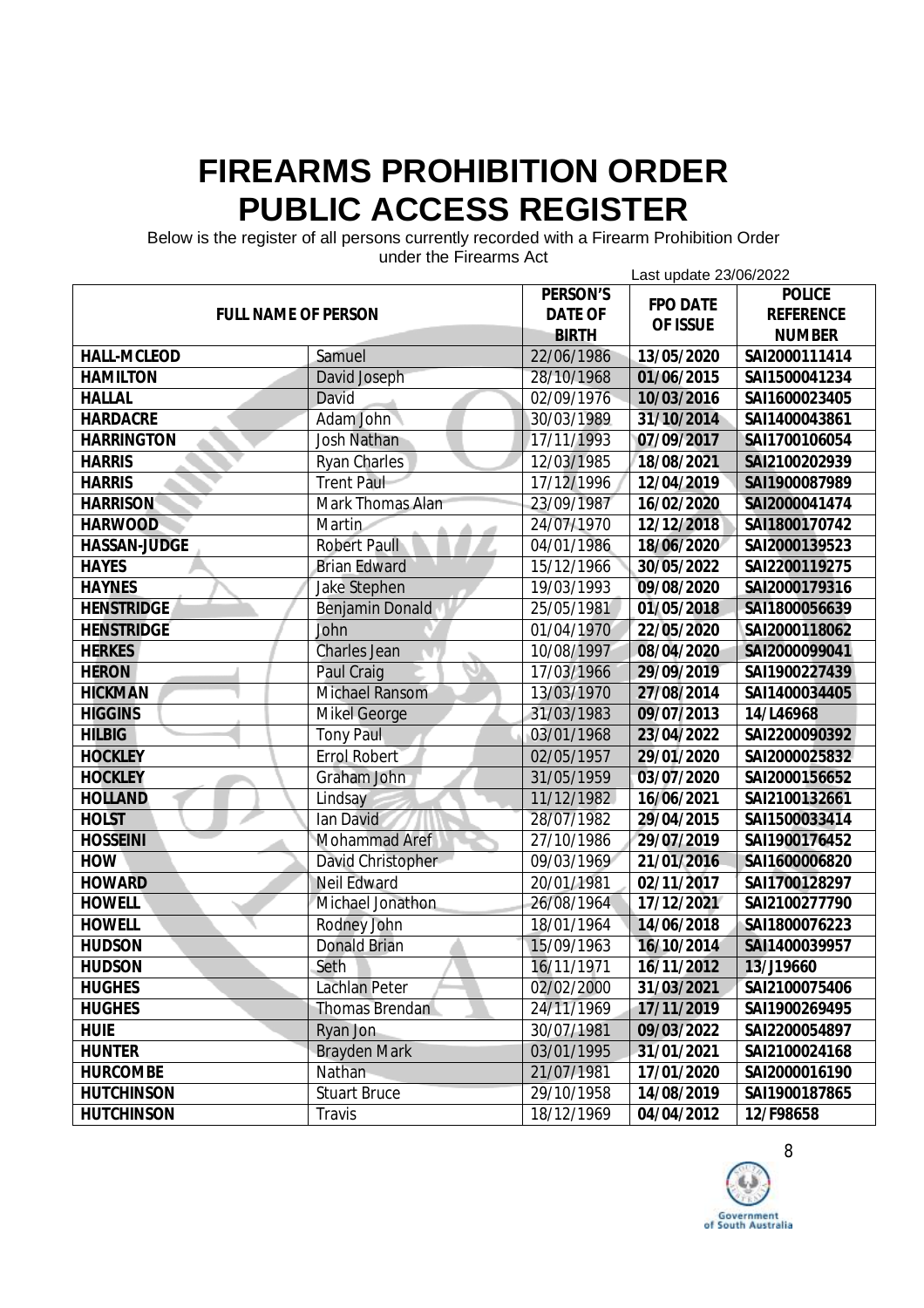# FIREARMS PROHIBITION ORDER PUBLIC ACCESS REGISTER

Below is the register of all persons currently recorded with a Firearm Prohibition Order under the Firearms Act

Last update 23/06/2022

| FULL NAME OF PERSON | | PERSON'S DATE OF BIRTH | FPO DATE OF ISSUE | POLICE REFERENCE NUMBER |
|---|---|---|---|---|
| **HALL-MCLEOD** | Samuel | 22/06/1986 | **13/05/2020** | **SAI2000111414** |
| **HAMILTON** | David Joseph | 28/10/1968 | **01/06/2015** | **SAI1500041234** |
| **HALLAL** | David | 02/09/1976 | **10/03/2016** | **SAI1600023405** |
| **HARDACRE** | Adam John | 30/03/1989 | **31/10/2014** | **SAI1400043861** |
| **HARRINGTON** | Josh Nathan | 17/11/1993 | **07/09/2017** | **SAI1700106054** |
| **HARRIS** | Ryan Charles | 12/03/1985 | **18/08/2021** | **SAI2100202939** |
| **HARRIS** | Trent Paul | 17/12/1996 | **12/04/2019** | **SAI1900087989** |
| **HARRISON** | Mark Thomas Alan | 23/09/1987 | **16/02/2020** | **SAI2000041474** |
| **HARWOOD** | Martin | 24/07/1970 | **12/12/2018** | **SAI1800170742** |
| **HASSAN-JUDGE** | Robert Paull | 04/01/1986 | **18/06/2020** | **SAI2000139523** |
| **HAYES** | Brian Edward | 15/12/1966 | **30/05/2022** | **SAI2200119275** |
| **HAYNES** | Jake Stephen | 19/03/1993 | **09/08/2020** | **SAI2000179316** |
| **HENSTRIDGE** | Benjamin Donald | 25/05/1981 | **01/05/2018** | **SAI1800056639** |
| **HENSTRIDGE** | John | 01/04/1970 | **22/05/2020** | **SAI2000118062** |
| **HERKES** | Charles Jean | 10/08/1997 | **08/04/2020** | **SAI2000099041** |
| **HERON** | Paul Craig | 17/03/1966 | **29/09/2019** | **SAI1900227439** |
| **HICKMAN** | Michael Ransom | 13/03/1970 | **27/08/2014** | **SAI1400034405** |
| **HIGGINS** | Mikel George | 31/03/1983 | **09/07/2013** | **14/L46968** |
| **HILBIG** | Tony Paul | 03/01/1968 | **23/04/2022** | **SAI2200090392** |
| **HOCKLEY** | Errol Robert | 02/05/1957 | **29/01/2020** | **SAI2000025832** |
| **HOCKLEY** | Graham John | 31/05/1959 | **03/07/2020** | **SAI2000156652** |
| **HOLLAND** | Lindsay | 11/12/1982 | **16/06/2021** | **SAI2100132661** |
| **HOLST** | Ian David | 28/07/1982 | **29/04/2015** | **SAI1500033414** |
| **HOSSEINI** | Mohammad Aref | 27/10/1986 | **29/07/2019** | **SAI1900176452** |
| **HOW** | David Christopher | 09/03/1969 | **21/01/2016** | **SAI1600006820** |
| **HOWARD** | Neil Edward | 20/01/1981 | **02/11/2017** | **SAI1700128297** |
| **HOWELL** | Michael Jonathon | 26/08/1964 | **17/12/2021** | **SAI2100277790** |
| **HOWELL** | Rodney John | 18/01/1964 | **14/06/2018** | **SAI1800076223** |
| **HUDSON** | Donald Brian | 15/09/1963 | **16/10/2014** | **SAI1400039957** |
| **HUDSON** | Seth | 16/11/1971 | **16/11/2012** | **13/J19660** |
| **HUGHES** | Lachlan Peter | 02/02/2000 | **31/03/2021** | **SAI2100075406** |
| **HUGHES** | Thomas Brendan | 24/11/1969 | **17/11/2019** | **SAI1900269495** |
| **HUIE** | Ryan Jon | 30/07/1981 | **09/03/2022** | **SAI2200054897** |
| **HUNTER** | Brayden Mark | 03/01/1995 | **31/01/2021** | **SAI2100024168** |
| **HURCOMBE** | Nathan | 21/07/1981 | **17/01/2020** | **SAI2000016190** |
| **HUTCHINSON** | Stuart Bruce | 29/10/1958 | **14/08/2019** | **SAI1900187865** |
| **HUTCHINSON** | Travis | 18/12/1969 | **04/04/2012** | **12/F98658** |

Government of South Australia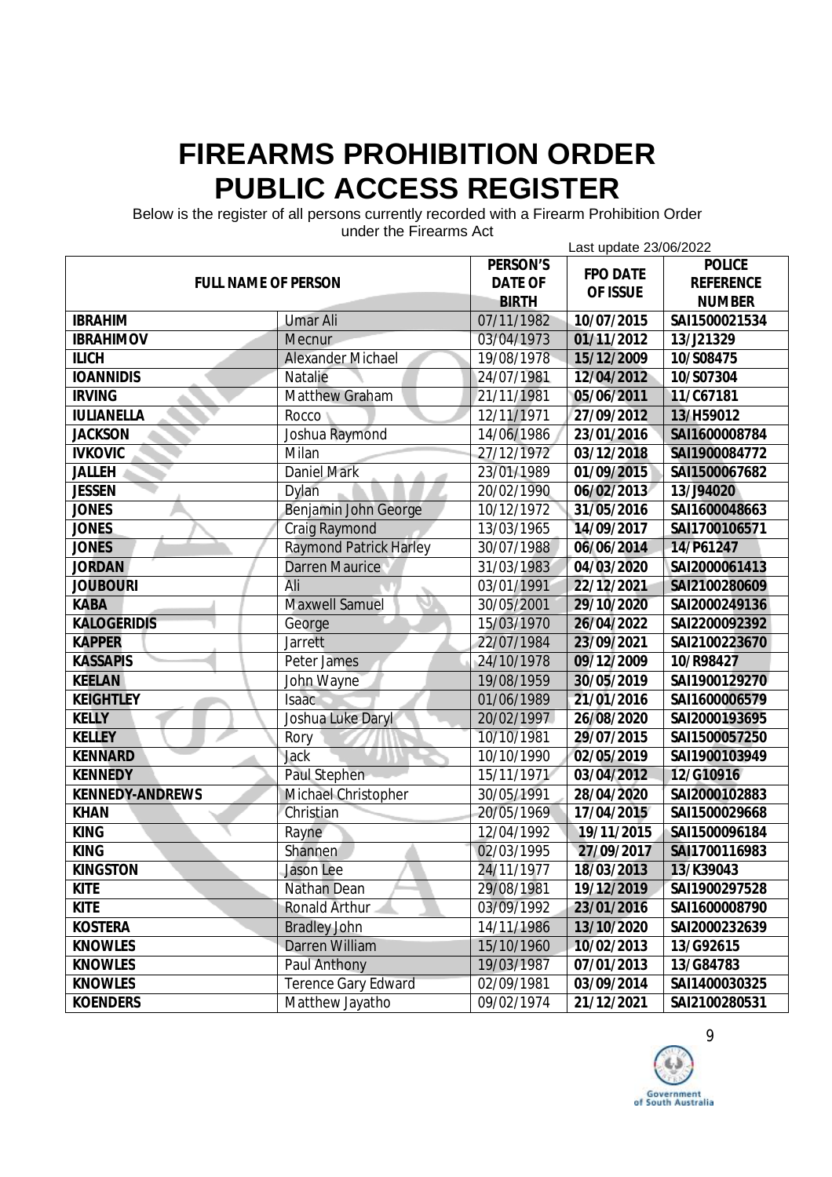# FIREARMS PROHIBITION ORDER PUBLIC ACCESS REGISTER

Below is the register of all persons currently recorded with a Firearm Prohibition Order under the Firearms Act

Last update 23/06/2022

| FULL NAME OF PERSON | | PERSON'S DATE OF BIRTH | FPO DATE OF ISSUE | POLICE REFERENCE NUMBER |
|---|---|---|---|---|
| **IBRAHIM** | Umar Ali | 07/11/1982 | **10/07/2015** | **SAI1500021534** |
| **IBRAHIMOV** | Mecnur | 03/04/1973 | **01/11/2012** | **13/J21329** |
| **ILICH** | Alexander Michael | 19/08/1978 | **15/12/2009** | **10/S08475** |
| **IOANNIDIS** | Natalie | 24/07/1981 | **12/04/2012** | **10/S07304** |
| **IRVING** | Matthew Graham | 21/11/1981 | **05/06/2011** | **11/C67181** |
| **IULIANELLA** | Rocco | 12/11/1971 | **27/09/2012** | **13/H59012** |
| **JACKSON** | Joshua Raymond | 14/06/1986 | **23/01/2016** | **SAI1600008784** |
| **IVKOVIC** | Milan | 27/12/1972 | **03/12/2018** | **SAI1900084772** |
| **JALLEH** | Daniel Mark | 23/01/1989 | **01/09/2015** | **SAI1500067682** |
| **JESSEN** | Dylan | 20/02/1990 | **06/02/2013** | **13/J94020** |
| **JONES** | Benjamin John George | 10/12/1972 | **31/05/2016** | **SAI1600048663** |
| **JONES** | Craig Raymond | 13/03/1965 | **14/09/2017** | **SAI1700106571** |
| **JONES** | Raymond Patrick Harley | 30/07/1988 | **06/06/2014** | **14/P61247** |
| **JORDAN** | Darren Maurice | 31/03/1983 | **04/03/2020** | **SAI2000061413** |
| **JOUBOURI** | Ali | 03/01/1991 | **22/12/2021** | **SAI2100280609** |
| **KABA** | Maxwell Samuel | 30/05/2001 | **29/10/2020** | **SAI2000249136** |
| **KALOGERIDIS** | George | 15/03/1970 | **26/04/2022** | **SAI2200092392** |
| **KAPPER** | Jarrett | 22/07/1984 | **23/09/2021** | **SAI2100223670** |
| **KASSAPIS** | Peter James | 24/10/1978 | **09/12/2009** | **10/R98427** |
| **KEELAN** | John Wayne | 19/08/1959 | **30/05/2019** | **SAI1900129270** |
| **KEIGHTLEY** | Isaac | 01/06/1989 | **21/01/2016** | **SAI1600006579** |
| **KELLY** | Joshua Luke Daryl | 20/02/1997 | **26/08/2020** | **SAI2000193695** |
| **KELLEY** | Rory | 10/10/1981 | **29/07/2015** | **SAI1500057250** |
| **KENNARD** | Jack | 10/10/1990 | **02/05/2019** | **SAI1900103949** |
| **KENNEDY** | Paul Stephen | 15/11/1971 | **03/04/2012** | **12/G10916** |
| **KENNEDY-ANDREWS** | Michael Christopher | 30/05/1991 | **28/04/2020** | **SAI2000102883** |
| **KHAN** | Christian | 20/05/1969 | **17/04/2015** | **SAI1500029668** |
| **KING** | Rayne | 12/04/1992 | **19/11/2015** | **SAI1500096184** |
| **KING** | Shannen | 02/03/1995 | **27/09/2017** | **SAI1700116983** |
| **KINGSTON** | Jason Lee | 24/11/1977 | **18/03/2013** | **13/K39043** |
| **KITE** | Nathan Dean | 29/08/1981 | **19/12/2019** | **SAI1900297528** |
| **KITE** | Ronald Arthur | 03/09/1992 | **23/01/2016** | **SAI1600008790** |
| **KOSTERA** | Bradley John | 14/11/1986 | **13/10/2020** | **SAI2000232639** |
| **KNOWLES** | Darren William | 15/10/1960 | **10/02/2013** | **13/G92615** |
| **KNOWLES** | Paul Anthony | 19/03/1987 | **07/01/2013** | **13/G84783** |
| **KNOWLES** | Terence Gary Edward | 02/09/1981 | **03/09/2014** | **SAI1400030325** |
| **KOENDERS** | Matthew Jayatho | 09/02/1974 | **21/12/2021** | **SAI2100280531** |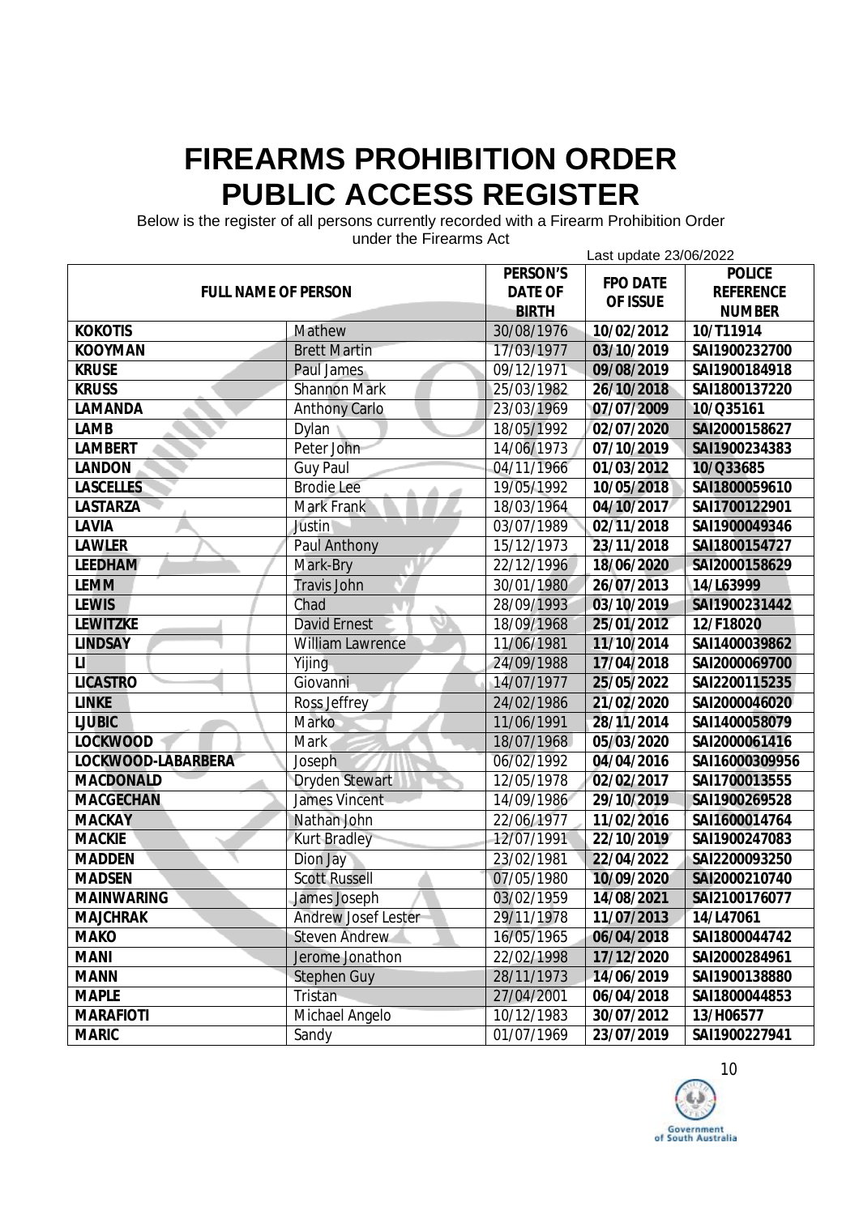# FIREARMS PROHIBITION ORDER PUBLIC ACCESS REGISTER

Below is the register of all persons currently recorded with a Firearm Prohibition Order under the Firearms Act

Last update 23/06/2022

| FULL NAME OF PERSON | | PERSON'S DATE OF BIRTH | FPO DATE OF ISSUE | POLICE REFERENCE NUMBER |
|---|---|---|---|---|
| KOKOTIS | Mathew | 30/08/1976 | 10/02/2012 | 10/T11914 |
| KOOYMAN | Brett Martin | 17/03/1977 | 03/10/2019 | SAI1900232700 |
| KRUSE | Paul James | 09/12/1971 | 09/08/2019 | SAI1900184918 |
| KRUSS | Shannon Mark | 25/03/1982 | 26/10/2018 | SAI1800137220 |
| LAMANDA | Anthony Carlo | 23/03/1969 | 07/07/2009 | 10/Q35161 |
| LAMB | Dylan | 18/05/1992 | 02/07/2020 | SAI2000158627 |
| LAMBERT | Peter John | 14/06/1973 | 07/10/2019 | SAI1900234383 |
| LANDON | Guy Paul | 04/11/1966 | 01/03/2012 | 10/Q33685 |
| LASCELLES | Brodie Lee | 19/05/1992 | 10/05/2018 | SAI1800059610 |
| LASTARZA | Mark Frank | 18/03/1964 | 04/10/2017 | SAI1700122901 |
| LAVIA | Justin | 03/07/1989 | 02/11/2018 | SAI1900049346 |
| LAWLER | Paul Anthony | 15/12/1973 | 23/11/2018 | SAI1800154727 |
| LEEDHAM | Mark-Bry | 22/12/1996 | 18/06/2020 | SAI2000158629 |
| LEMM | Travis John | 30/01/1980 | 26/07/2013 | 14/L63999 |
| LEWIS | Chad | 28/09/1993 | 03/10/2019 | SAI1900231442 |
| LEWITZKE | David Ernest | 18/09/1968 | 25/01/2012 | 12/F18020 |
| LINDSAY | William Lawrence | 11/06/1981 | 11/10/2014 | SAI1400039862 |
| LI | Yijing | 24/09/1988 | 17/04/2018 | SAI2000069700 |
| LICASTRO | Giovanni | 14/07/1977 | 25/05/2022 | SAI2200115235 |
| LINKE | Ross Jeffrey | 24/02/1986 | 21/02/2020 | SAI2000046020 |
| LJUBIC | Marko | 11/06/1991 | 28/11/2014 | SAI1400058079 |
| LOCKWOOD | Mark | 18/07/1968 | 05/03/2020 | SAI2000061416 |
| LOCKWOOD-LABARBERA | Joseph | 06/02/1992 | 04/04/2016 | SAI16000309956 |
| MACDONALD | Dryden Stewart | 12/05/1978 | 02/02/2017 | SAI1700013555 |
| MACGECHAN | James Vincent | 14/09/1986 | 29/10/2019 | SAI1900269528 |
| MACKAY | Nathan John | 22/06/1977 | 11/02/2016 | SAI1600014764 |
| MACKIE | Kurt Bradley | 12/07/1991 | 22/10/2019 | SAI1900247083 |
| MADDEN | Dion Jay | 23/02/1981 | 22/04/2022 | SAI2200093250 |
| MADSEN | Scott Russell | 07/05/1980 | 10/09/2020 | SAI2000210740 |
| MAINWARING | James Joseph | 03/02/1959 | 14/08/2021 | SAI2100176077 |
| MAJCHRAK | Andrew Josef Lester | 29/11/1978 | 11/07/2013 | 14/L47061 |
| MAKO | Steven Andrew | 16/05/1965 | 06/04/2018 | SAI1800044742 |
| MANI | Jerome Jonathon | 22/02/1998 | 17/12/2020 | SAI2000284961 |
| MANN | Stephen Guy | 28/11/1973 | 14/06/2019 | SAI1900138880 |
| MAPLE | Tristan | 27/04/2001 | 06/04/2018 | SAI1800044853 |
| MARAFIOTI | Michael Angelo | 10/12/1983 | 30/07/2012 | 13/H06577 |
| MARIC | Sandy | 01/07/1969 | 23/07/2019 | SAI1900227941 |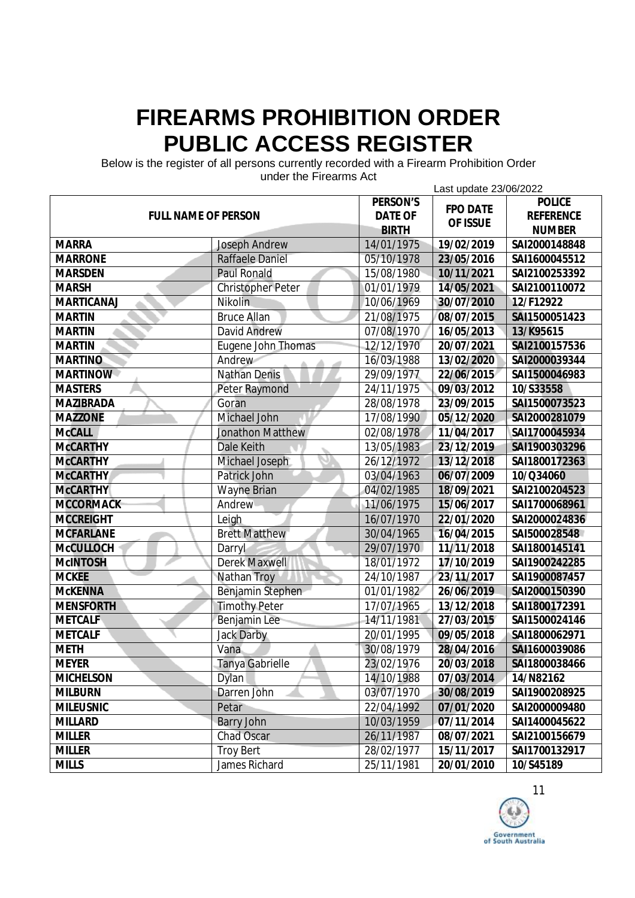# FIREARMS PROHIBITION ORDER PUBLIC ACCESS REGISTER

Below is the register of all persons currently recorded with a Firearm Prohibition Order under the Firearms Act

Last update 23/06/2022

| FULL NAME OF PERSON | | PERSON'S DATE OF BIRTH | FPO DATE OF ISSUE | POLICE REFERENCE NUMBER |
|---|---|---|---|---|
| **MARRA** | Joseph Andrew | 14/01/1975 | **19/02/2019** | **SAI2000148848** |
| **MARRONE** | Raffaele Daniel | 05/10/1978 | **23/05/2016** | **SAI1600045512** |
| **MARSDEN** | Paul Ronald | 15/08/1980 | **10/11/2021** | **SAI2100253392** |
| **MARSH** | Christopher Peter | 01/01/1979 | **14/05/2021** | **SAI2100110072** |
| **MARTICANAJ** | Nikolin | 10/06/1969 | **30/07/2010** | **12/F12922** |
| **MARTIN** | Bruce Allan | 21/08/1975 | **08/07/2015** | **SAI1500051423** |
| **MARTIN** | David Andrew | 07/08/1970 | **16/05/2013** | **13/K95615** |
| **MARTIN** | Eugene John Thomas | 12/12/1970 | **20/07/2021** | **SAI2100157536** |
| **MARTINO** | Andrew | 16/03/1988 | **13/02/2020** | **SAI2000039344** |
| **MARTINOW** | Nathan Denis | 29/09/1977 | **22/06/2015** | **SAI1500046983** |
| **MASTERS** | Peter Raymond | 24/11/1975 | **09/03/2012** | **10/S33558** |
| **MAZIBRADA** | Goran | 28/08/1978 | **23/09/2015** | **SAI1500073523** |
| **MAZZONE** | Michael John | 17/08/1990 | **05/12/2020** | **SAI2000281079** |
| **McCALL** | Jonathon Matthew | 02/08/1978 | **11/04/2017** | **SAI1700045934** |
| **McCARTHY** | Dale Keith | 13/05/1983 | **23/12/2019** | **SAI1900303296** |
| **McCARTHY** | Michael Joseph | 26/12/1972 | **13/12/2018** | **SAI1800172363** |
| **McCARTHY** | Patrick John | 03/04/1963 | **06/07/2009** | **10/Q34060** |
| **McCARTHY** | Wayne Brian | 04/02/1985 | **18/09/2021** | **SAI2100204523** |
| **MCCORMACK** | Andrew | 11/06/1975 | **15/06/2017** | **SAI1700068961** |
| **MCCREIGHT** | Leigh | 16/07/1970 | **22/01/2020** | **SAI2000024836** |
| **MCFARLANE** | Brett Matthew | 30/04/1965 | **16/04/2015** | **SAI500028548** |
| **McCULLOCH** | Darryl | 29/07/1970 | **11/11/2018** | **SAI1800145141** |
| **McINTOSH** | Derek Maxwell | 18/01/1972 | **17/10/2019** | **SAI1900242285** |
| **MCKEE** | Nathan Troy | 24/10/1987 | **23/11/2017** | **SAI1900087457** |
| **McKENNA** | Benjamin Stephen | 01/01/1982 | **26/06/2019** | **SAI2000150390** |
| **MENSFORTH** | Timothy Peter | 17/07/1965 | **13/12/2018** | **SAI1800172391** |
| **METCALF** | Benjamin Lee | 14/11/1981 | **27/03/2015** | **SAI1500024146** |
| **METCALF** | Jack Darby | 20/01/1995 | **09/05/2018** | **SAI1800062971** |
| **METH** | Vana | 30/08/1979 | **28/04/2016** | **SAI1600039086** |
| **MEYER** | Tanya Gabrielle | 23/02/1976 | **20/03/2018** | **SAI1800038466** |
| **MICHELSON** | Dylan | 14/10/1988 | **07/03/2014** | **14/N82162** |
| **MILBURN** | Darren John | 03/07/1970 | **30/08/2019** | **SAI1900208925** |
| **MILEUSNIC** | Petar | 22/04/1992 | **07/01/2020** | **SAI2000009480** |
| **MILLARD** | Barry John | 10/03/1959 | **07/11/2014** | **SAI1400045622** |
| **MILLER** | Chad Oscar | 26/11/1987 | **08/07/2021** | **SAI2100156679** |
| **MILLER** | Troy Bert | 28/02/1977 | **15/11/2017** | **SAI1700132917** |
| **MILLS** | James Richard | 25/11/1981 | **20/01/2010** | **10/S45189** |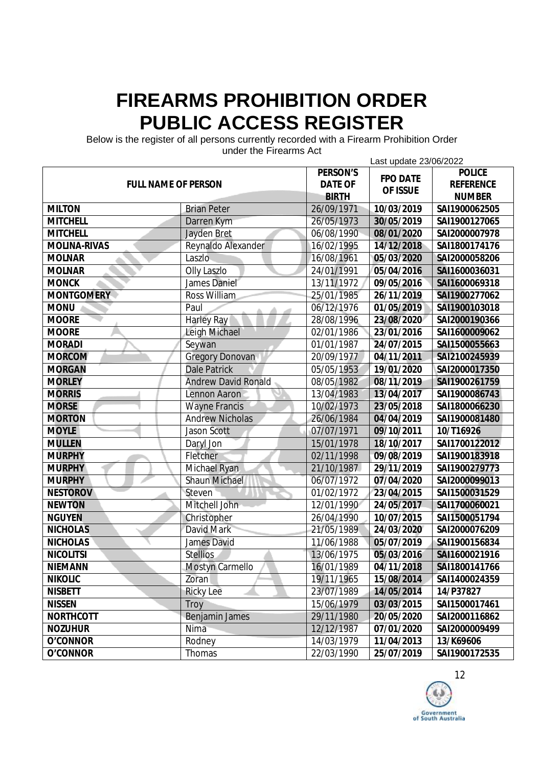# FIREARMS PROHIBITION ORDER PUBLIC ACCESS REGISTER

Below is the register of all persons currently recorded with a Firearm Prohibition Order under the Firearms Act

Last update 23/06/2022

| FULL NAME OF PERSON | | PERSON'S DATE OF BIRTH | FPO DATE OF ISSUE | POLICE REFERENCE NUMBER |
|---|---|---|---|---|
| **MILTON** | Brian Peter | 26/09/1971 | **10/03/2019** | **SAI1900062505** |
| **MITCHELL** | Darren Kym | 26/05/1973 | **30/05/2019** | **SAI1900127065** |
| **MITCHELL** | Jayden Bret | 06/08/1990 | **08/01/2020** | **SAI2000007978** |
| **MOLINA-RIVAS** | Reynaldo Alexander | 16/02/1995 | **14/12/2018** | **SAI1800174176** |
| **MOLNAR** | Laszlo | 16/08/1961 | **05/03/2020** | **SAI2000058206** |
| **MOLNAR** | Olly Laszlo | 24/01/1991 | **05/04/2016** | **SAI1600036031** |
| **MONCK** | James Daniel | 13/11/1972 | **09/05/2016** | **SAI1600069318** |
| **MONTGOMERY** | Ross William | 25/01/1985 | **26/11/2019** | **SAI1900277062** |
| **MONU** | Paul | 06/12/1976 | **01/05/2019** | **SAI1900103018** |
| **MOORE** | Harley Ray | 28/08/1996 | **23/08/2020** | **SAI2000190366** |
| **MOORE** | Leigh Michael | 02/01/1986 | **23/01/2016** | **SAI1600009062** |
| **MORADI** | Seywan | 01/01/1987 | **24/07/2015** | **SAI1500055663** |
| **MORCOM** | Gregory Donovan | 20/09/1977 | **04/11/2011** | **SAI2100245939** |
| **MORGAN** | Dale Patrick | 05/05/1953 | **19/01/2020** | **SAI2000017350** |
| **MORLEY** | Andrew David Ronald | 08/05/1982 | **08/11/2019** | **SAI1900261759** |
| **MORRIS** | Lennon Aaron | 13/04/1983 | **13/04/2017** | **SAI1900086743** |
| **MORSE** | Wayne Francis | 10/02/1973 | **23/05/2018** | **SAI1800066230** |
| **MORTON** | Andrew Nicholas | 26/06/1984 | **04/04/2019** | **SAI1900081480** |
| **MOYLE** | Jason Scott | 07/07/1971 | **09/10/2011** | **10/T16926** |
| **MULLEN** | Daryl Jon | 15/01/1978 | **18/10/2017** | **SAI1700122012** |
| **MURPHY** | Fletcher | 02/11/1998 | **09/08/2019** | **SAI1900183918** |
| **MURPHY** | Michael Ryan | 21/10/1987 | **29/11/2019** | **SAI1900279773** |
| **MURPHY** | Shaun Michael | 06/07/1972 | **07/04/2020** | **SAI2000099013** |
| **NESTOROV** | Steven | 01/02/1972 | **23/04/2015** | **SAI1500031529** |
| **NEWTON** | Mitchell John | 12/01/1990 | **24/05/2017** | **SAI1700060021** |
| **NGUYEN** | Christopher | 26/04/1990 | **10/07/2015** | **SAI1500051794** |
| **NICHOLAS** | David Mark | 21/05/1989 | **24/03/2020** | **SAI2000076209** |
| **NICHOLAS** | James David | 11/06/1988 | **05/07/2019** | **SAI1900156834** |
| **NICOLITSI** | Stellios | 13/06/1975 | **05/03/2016** | **SAI1600021916** |
| **NIEMANN** | Mostyn Carmello | 16/01/1989 | **04/11/2018** | **SAI1800141766** |
| **NIKOLIC** | Zoran | 19/11/1965 | **15/08/2014** | **SAI1400024359** |
| **NISBETT** | Ricky Lee | 23/07/1989 | **14/05/2014** | **14/P37827** |
| **NISSEN** | Troy | 15/06/1979 | **03/03/2015** | **SAI1500017461** |
| **NORTHCOTT** | Benjamin James | 29/11/1980 | **20/05/2020** | **SAI2000116862** |
| **NOZUHUR** | Nima | 12/12/1987 | **07/01/2020** | **SAI2000009499** |
| **O'CONNOR** | Rodney | 14/03/1979 | **11/04/2013** | **13/K69606** |
| **O'CONNOR** | Thomas | 22/03/1990 | **25/07/2019** | **SAI1900172535** |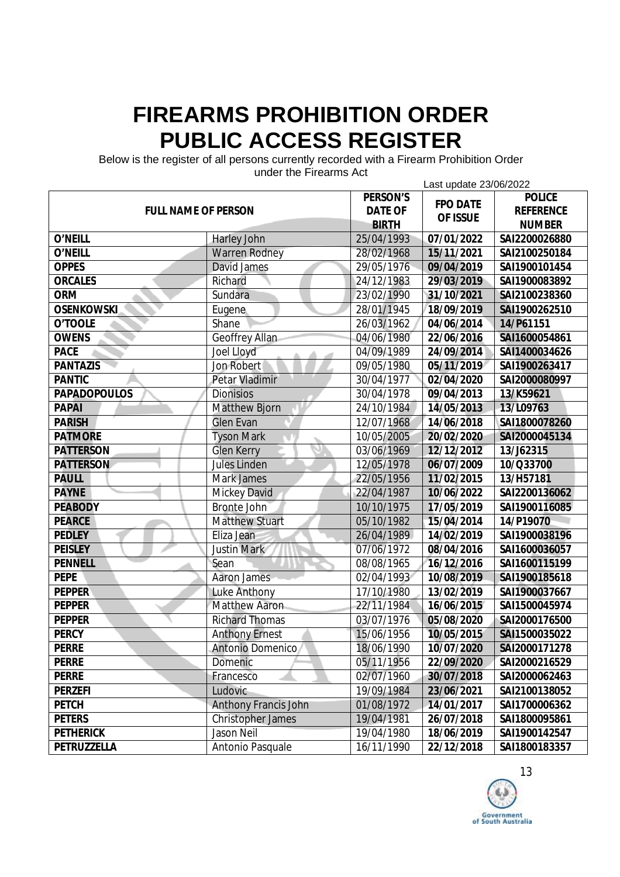# FIREARMS PROHIBITION ORDER PUBLIC ACCESS REGISTER

Below is the register of all persons currently recorded with a Firearm Prohibition Order under the Firearms Act

Last update 23/06/2022

| FULL NAME OF PERSON | | PERSON'S DATE OF BIRTH | FPO DATE OF ISSUE | POLICE REFERENCE NUMBER |
|---|---|---|---|---|
| **O'NEILL** | Harley John | 25/04/1993 | **07/01/2022** | **SAI2200026880** |
| **O'NEILL** | Warren Rodney | 28/02/1968 | **15/11/2021** | **SAI2100250184** |
| **OPPES** | David James | 29/05/1976 | **09/04/2019** | **SAI1900101454** |
| **ORCALES** | Richard | 24/12/1983 | **29/03/2019** | **SAI1900083892** |
| **ORM** | Sundara | 23/02/1990 | **31/10/2021** | **SAI2100238360** |
| **OSENKOWSKI** | Eugene | 28/01/1945 | **18/09/2019** | **SAI1900262510** |
| **O'TOOLE** | Shane | 26/03/1962 | **04/06/2014** | **14/P61151** |
| **OWENS** | Geoffrey Allan | 04/06/1980 | **22/06/2016** | **SAI1600054861** |
| **PACE** | Joel Lloyd | 04/09/1989 | **24/09/2014** | **SAI1400034626** |
| **PANTAZIS** | Jon Robert | 09/05/1980 | **05/11/2019** | **SAI1900263417** |
| **PANTIC** | Petar Vladimir | 30/04/1977 | **02/04/2020** | **SAI2000080997** |
| **PAPADOPOULOS** | Dionisios | 30/04/1978 | **09/04/2013** | **13/K59621** |
| **PAPAI** | Matthew Bjorn | 24/10/1984 | **14/05/2013** | **13/L09763** |
| **PARISH** | Glen Evan | 12/07/1968 | **14/06/2018** | **SAI1800078260** |
| **PATMORE** | Tyson Mark | 10/05/2005 | **20/02/2020** | **SAI2000045134** |
| **PATTERSON** | Glen Kerry | 03/06/1969 | **12/12/2012** | **13/J62315** |
| **PATTERSON** | Jules Linden | 12/05/1978 | **06/07/2009** | **10/Q33700** |
| **PAULL** | Mark James | 22/05/1956 | **11/02/2015** | **13/H57181** |
| **PAYNE** | Mickey David | 22/04/1987 | **10/06/2022** | **SAI2200136062** |
| **PEABODY** | Bronte John | 10/10/1975 | **17/05/2019** | **SAI1900116085** |
| **PEARCE** | Matthew Stuart | 05/10/1982 | **15/04/2014** | **14/P19070** |
| **PEDLEY** | Eliza Jean | 26/04/1989 | **14/02/2019** | **SAI1900038196** |
| **PEISLEY** | Justin Mark | 07/06/1972 | **08/04/2016** | **SAI1600036057** |
| **PENNELL** | Sean | 08/08/1965 | **16/12/2016** | **SAI1600115199** |
| **PEPE** | Aaron James | 02/04/1993 | **10/08/2019** | **SAI1900185618** |
| **PEPPER** | Luke Anthony | 17/10/1980 | **13/02/2019** | **SAI1900037667** |
| **PEPPER** | Matthew Aaron | 22/11/1984 | **16/06/2015** | **SAI1500045974** |
| **PEPPER** | Richard Thomas | 03/07/1976 | **05/08/2020** | **SAI2000176500** |
| **PERCY** | Anthony Ernest | 15/06/1956 | **10/05/2015** | **SAI1500035022** |
| **PERRE** | Antonio Domenico | 18/06/1990 | **10/07/2020** | **SAI2000171278** |
| **PERRE** | Domenic | 05/11/1956 | **22/09/2020** | **SAI2000216529** |
| **PERRE** | Francesco | 02/07/1960 | **30/07/2018** | **SAI2000062463** |
| **PERZEFI** | Ludovic | 19/09/1984 | **23/06/2021** | **SAI2100138052** |
| **PETCH** | Anthony Francis John | 01/08/1972 | **14/01/2017** | **SAI1700006362** |
| **PETERS** | Christopher James | 19/04/1981 | **26/07/2018** | **SAI1800095861** |
| **PETHERICK** | Jason Neil | 19/04/1980 | **18/06/2019** | **SAI1900142547** |
| **PETRUZZELLA** | Antonio Pasquale | 16/11/1990 | **22/12/2018** | **SAI1800183357** |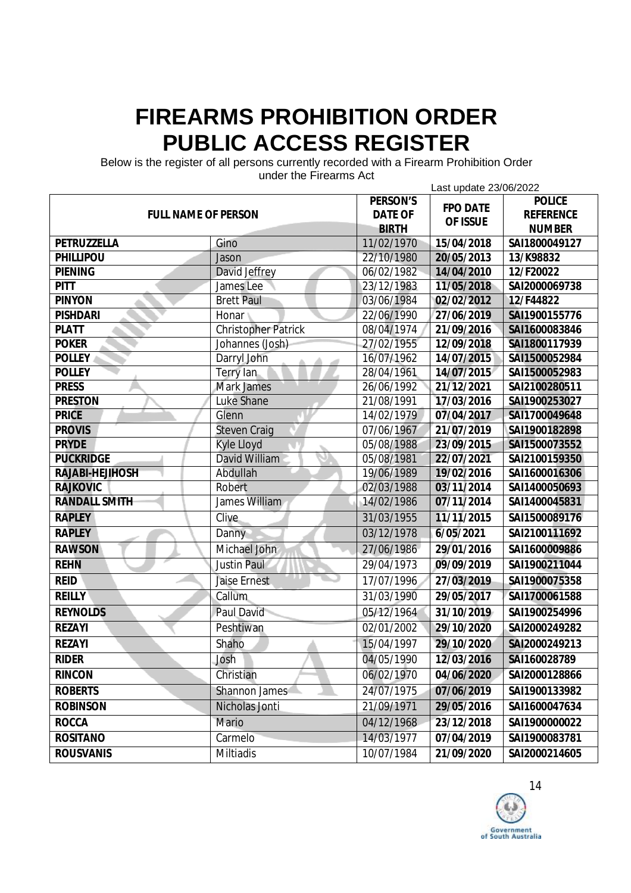# FIREARMS PROHIBITION ORDER PUBLIC ACCESS REGISTER

Below is the register of all persons currently recorded with a Firearm Prohibition Order under the Firearms Act

Last update 23/06/2022

| FULL NAME OF PERSON | | PERSON'S DATE OF BIRTH | FPO DATE OF ISSUE | POLICE REFERENCE NUMBER |
|---|---|---|---|---|
| **PETRUZZELLA** | Gino | 11/02/1970 | **15/04/2018** | **SAI1800049127** |
| **PHILLIPOU** | Jason | 22/10/1980 | **20/05/2013** | **13/K98832** |
| **PIENING** | David Jeffrey | 06/02/1982 | **14/04/2010** | **12/F20022** |
| **PITT** | James Lee | 23/12/1983 | **11/05/2018** | **SAI2000069738** |
| **PINYON** | Brett Paul | 03/06/1984 | **02/02/2012** | **12/F44822** |
| **PISHDARI** | Honar | 22/06/1990 | **27/06/2019** | **SAI1900155776** |
| **PLATT** | Christopher Patrick | 08/04/1974 | **21/09/2016** | **SAI1600083846** |
| **POKER** | Johannes (Josh) | 27/02/1955 | **12/09/2018** | **SAI1800117939** |
| **POLLEY** | Darryl John | 16/07/1962 | **14/07/2015** | **SAI1500052984** |
| **POLLEY** | Terry Ian | 28/04/1961 | **14/07/2015** | **SAI1500052983** |
| **PRESS** | Mark James | 26/06/1992 | **21/12/2021** | **SAI2100280511** |
| **PRESTON** | Luke Shane | 21/08/1991 | **17/03/2016** | **SAI1900253027** |
| **PRICE** | Glenn | 14/02/1979 | **07/04/2017** | **SAI1700049648** |
| **PROVIS** | Steven Craig | 07/06/1967 | **21/07/2019** | **SAI1900182898** |
| **PRYDE** | Kyle Lloyd | 05/08/1988 | **23/09/2015** | **SAI1500073552** |
| **PUCKRIDGE** | David William | 05/08/1981 | **22/07/2021** | **SAI2100159350** |
| **RAJABI-HEJIHOSH** | Abdullah | 19/06/1989 | **19/02/2016** | **SAI1600016306** |
| **RAJKOVIC** | Robert | 02/03/1988 | **03/11/2014** | **SAI1400050693** |
| **RANDALL SMITH** | James William | 14/02/1986 | **07/11/2014** | **SAI1400045831** |
| **RAPLEY** | Clive | 31/03/1955 | **11/11/2015** | **SAI1500089176** |
| **RAPLEY** | Danny | 03/12/1978 | **6/05/2021** | **SAI2100111692** |
| **RAWSON** | Michael John | 27/06/1986 | **29/01/2016** | **SAI1600009886** |
| **REHN** | Justin Paul | 29/04/1973 | **09/09/2019** | **SAI1900211044** |
| **REID** | Jaise Ernest | 17/07/1996 | **27/03/2019** | **SAI1900075358** |
| **REILLY** | Callum | 31/03/1990 | **29/05/2017** | **SAI1700061588** |
| **REYNOLDS** | Paul David | 05/12/1964 | **31/10/2019** | **SAI1900254996** |
| **REZAYI** | Peshtiwan | 02/01/2002 | **29/10/2020** | **SAI2000249282** |
| **REZAYI** | Shaho | 15/04/1997 | **29/10/2020** | **SAI2000249213** |
| **RIDER** | Josh | 04/05/1990 | **12/03/2016** | **SAI160028789** |
| **RINCON** | Christian | 06/02/1970 | **04/06/2020** | **SAI2000128866** |
| **ROBERTS** | Shannon James | 24/07/1975 | **07/06/2019** | **SAI1900133982** |
| **ROBINSON** | Nicholas Jonti | 21/09/1971 | **29/05/2016** | **SAI1600047634** |
| **ROCCA** | Mario | 04/12/1968 | **23/12/2018** | **SAI1900000022** |
| **ROSITANO** | Carmelo | 14/03/1977 | **07/04/2019** | **SAI1900083781** |
| **ROUSVANIS** | Miltiadis | 10/07/1984 | **21/09/2020** | **SAI2000214605** |

Government of South Australia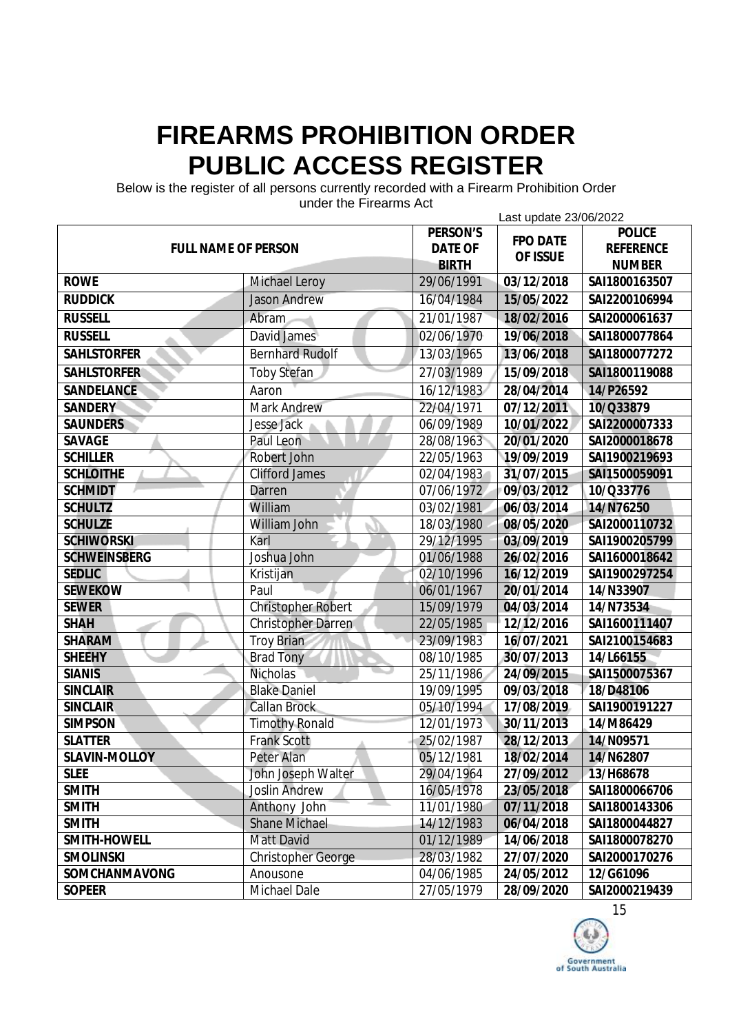# FIREARMS PROHIBITION ORDER PUBLIC ACCESS REGISTER

Below is the register of all persons currently recorded with a Firearm Prohibition Order under the Firearms Act

Last update 23/06/2022

| FULL NAME OF PERSON | | PERSON'S DATE OF BIRTH | FPO DATE OF ISSUE | POLICE REFERENCE NUMBER |
|---|---|---|---|---|
| **ROWE** | Michael Leroy | 29/06/1991 | **03/12/2018** | **SAI1800163507** |
| **RUDDICK** | Jason Andrew | 16/04/1984 | **15/05/2022** | **SAI2200106994** |
| **RUSSELL** | Abram | 21/01/1987 | **18/02/2016** | **SAI2000061637** |
| **RUSSELL** | David James | 02/06/1970 | **19/06/2018** | **SAI1800077864** |
| **SAHLSTORFER** | Bernhard Rudolf | 13/03/1965 | **13/06/2018** | **SAI1800077272** |
| **SAHLSTORFER** | Toby Stefan | 27/03/1989 | **15/09/2018** | **SAI1800119088** |
| **SANDELANCE** | Aaron | 16/12/1983 | **28/04/2014** | **14/P26592** |
| **SANDERY** | Mark Andrew | 22/04/1971 | **07/12/2011** | **10/Q33879** |
| **SAUNDERS** | Jesse Jack | 06/09/1989 | **10/01/2022** | **SAI2200007333** |
| **SAVAGE** | Paul Leon | 28/08/1963 | **20/01/2020** | **SAI2000018678** |
| **SCHILLER** | Robert John | 22/05/1963 | **19/09/2019** | **SAI1900219693** |
| **SCHLOITHE** | Clifford James | 02/04/1983 | **31/07/2015** | **SAI1500059091** |
| **SCHMIDT** | Darren | 07/06/1972 | **09/03/2012** | **10/Q33776** |
| **SCHULTZ** | William | 03/02/1981 | **06/03/2014** | **14/N76250** |
| **SCHULZE** | William John | 18/03/1980 | **08/05/2020** | **SAI2000110732** |
| **SCHIWORSKI** | Karl | 29/12/1995 | **03/09/2019** | **SAI1900205799** |
| **SCHWEINSBERG** | Joshua John | 01/06/1988 | **26/02/2016** | **SAI1600018642** |
| **SEDLIC** | Kristijan | 02/10/1996 | **16/12/2019** | **SAI1900297254** |
| **SEWEKOW** | Paul | 06/01/1967 | **20/01/2014** | **14/N33907** |
| **SEWER** | Christopher Robert | 15/09/1979 | **04/03/2014** | **14/N73534** |
| **SHAH** | Christopher Darren | 22/05/1985 | **12/12/2016** | **SAI1600111407** |
| **SHARAM** | Troy Brian | 23/09/1983 | **16/07/2021** | **SAI2100154683** |
| **SHEEHY** | Brad Tony | 08/10/1985 | **30/07/2013** | **14/L66155** |
| **SIANIS** | Nicholas | 25/11/1986 | **24/09/2015** | **SAI1500075367** |
| **SINCLAIR** | Blake Daniel | 19/09/1995 | **09/03/2018** | **18/D48106** |
| **SINCLAIR** | Callan Brock | 05/10/1994 | **17/08/2019** | **SAI1900191227** |
| **SIMPSON** | Timothy Ronald | 12/01/1973 | **30/11/2013** | **14/M86429** |
| **SLATTER** | Frank Scott | 25/02/1987 | **28/12/2013** | **14/N09571** |
| **SLAVIN-MOLLOY** | Peter Alan | 05/12/1981 | **18/02/2014** | **14/N62807** |
| **SLEE** | John Joseph Walter | 29/04/1964 | **27/09/2012** | **13/H68678** |
| **SMITH** | Joslin Andrew | 16/05/1978 | **23/05/2018** | **SAI1800066706** |
| **SMITH** | Anthony John | 11/01/1980 | **07/11/2018** | **SAI1800143306** |
| **SMITH** | Shane Michael | 14/12/1983 | **06/04/2018** | **SAI1800044827** |
| **SMITH-HOWELL** | Matt David | 01/12/1989 | **14/06/2018** | **SAI1800078270** |
| **SMOLINSKI** | Christopher George | 28/03/1982 | **27/07/2020** | **SAI2000170276** |
| **SOMCHANMAVONG** | Anousone | 04/06/1985 | **24/05/2012** | **12/G61096** |
| **SOPEER** | Michael Dale | 27/05/1979 | **28/09/2020** | **SAI2000219439** |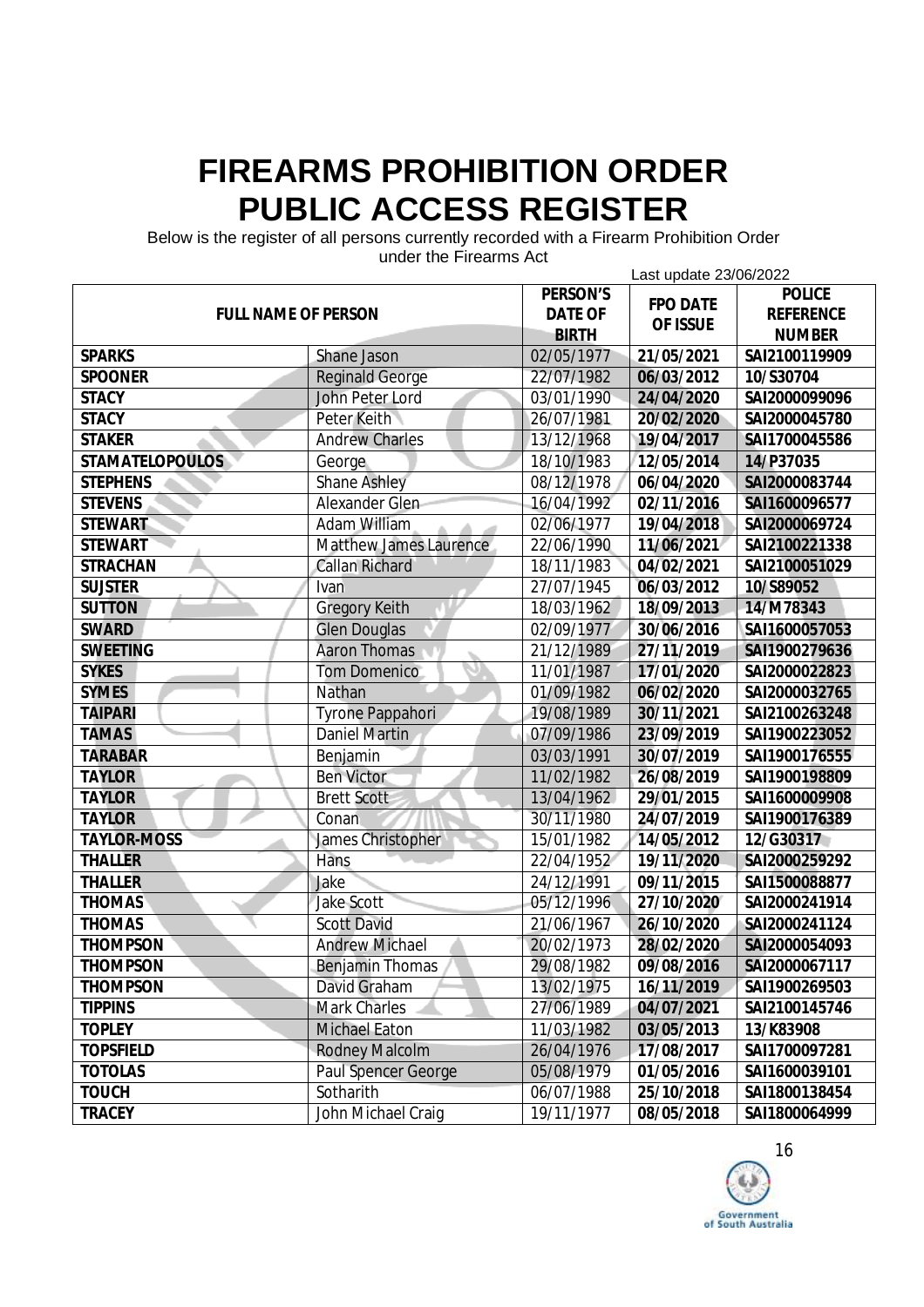# FIREARMS PROHIBITION ORDER PUBLIC ACCESS REGISTER

Below is the register of all persons currently recorded with a Firearm Prohibition Order under the Firearms Act

Last update 23/06/2022

| FULL NAME OF PERSON | | PERSON'S DATE OF BIRTH | FPO DATE OF ISSUE | POLICE REFERENCE NUMBER |
|---|---|---|---|---|
| **SPARKS** | Shane Jason | 02/05/1977 | **21/05/2021** | **SAI2100119909** |
| **SPOONER** | Reginald George | 22/07/1982 | **06/03/2012** | **10/S30704** |
| **STACY** | John Peter Lord | 03/01/1990 | **24/04/2020** | **SAI2000099096** |
| **STACY** | Peter Keith | 26/07/1981 | **20/02/2020** | **SAI2000045780** |
| **STAKER** | Andrew Charles | 13/12/1968 | **19/04/2017** | **SAI1700045586** |
| **STAMATELOPOULOS** | George | 18/10/1983 | **12/05/2014** | **14/P37035** |
| **STEPHENS** | Shane Ashley | 08/12/1978 | **06/04/2020** | **SAI2000083744** |
| **STEVENS** | Alexander Glen | 16/04/1992 | **02/11/2016** | **SAI1600096577** |
| **STEWART** | Adam William | 02/06/1977 | **19/04/2018** | **SAI2000069724** |
| **STEWART** | Matthew James Laurence | 22/06/1990 | **11/06/2021** | **SAI2100221338** |
| **STRACHAN** | Callan Richard | 18/11/1983 | **04/02/2021** | **SAI2100051029** |
| **SUJSTER** | Ivan | 27/07/1945 | **06/03/2012** | **10/S89052** |
| **SUTTON** | Gregory Keith | 18/03/1962 | **18/09/2013** | **14/M78343** |
| **SWARD** | Glen Douglas | 02/09/1977 | **30/06/2016** | **SAI1600057053** |
| **SWEETING** | Aaron Thomas | 21/12/1989 | **27/11/2019** | **SAI1900279636** |
| **SYKES** | Tom Domenico | 11/01/1987 | **17/01/2020** | **SAI2000022823** |
| **SYMES** | Nathan | 01/09/1982 | **06/02/2020** | **SAI2000032765** |
| **TAIPARI** | Tyrone Pappahori | 19/08/1989 | **30/11/2021** | **SAI2100263248** |
| **TAMAS** | Daniel Martin | 07/09/1986 | **23/09/2019** | **SAI1900223052** |
| **TARABAR** | Benjamin | 03/03/1991 | **30/07/2019** | **SAI1900176555** |
| **TAYLOR** | Ben Victor | 11/02/1982 | **26/08/2019** | **SAI1900198809** |
| **TAYLOR** | Brett Scott | 13/04/1962 | **29/01/2015** | **SAI1600009908** |
| **TAYLOR** | Conan | 30/11/1980 | **24/07/2019** | **SAI1900176389** |
| **TAYLOR-MOSS** | James Christopher | 15/01/1982 | **14/05/2012** | **12/G30317** |
| **THALLER** | Hans | 22/04/1952 | **19/11/2020** | **SAI2000259292** |
| **THALLER** | Jake | 24/12/1991 | **09/11/2015** | **SAI1500088877** |
| **THOMAS** | Jake Scott | 05/12/1996 | **27/10/2020** | **SAI2000241914** |
| **THOMAS** | Scott David | 21/06/1967 | **26/10/2020** | **SAI2000241124** |
| **THOMPSON** | Andrew Michael | 20/02/1973 | **28/02/2020** | **SAI2000054093** |
| **THOMPSON** | Benjamin Thomas | 29/08/1982 | **09/08/2016** | **SAI2000067117** |
| **THOMPSON** | David Graham | 13/02/1975 | **16/11/2019** | **SAI1900269503** |
| **TIPPINS** | Mark Charles | 27/06/1989 | **04/07/2021** | **SAI2100145746** |
| **TOPLEY** | Michael Eaton | 11/03/1982 | **03/05/2013** | **13/K83908** |
| **TOPSFIELD** | Rodney Malcolm | 26/04/1976 | **17/08/2017** | **SAI1700097281** |
| **TOTOLAS** | Paul Spencer George | 05/08/1979 | **01/05/2016** | **SAI1600039101** |
| **TOUCH** | Sotharith | 06/07/1988 | **25/10/2018** | **SAI1800138454** |
| **TRACEY** | John Michael Craig | 19/11/1977 | **08/05/2018** | **SAI1800064999** |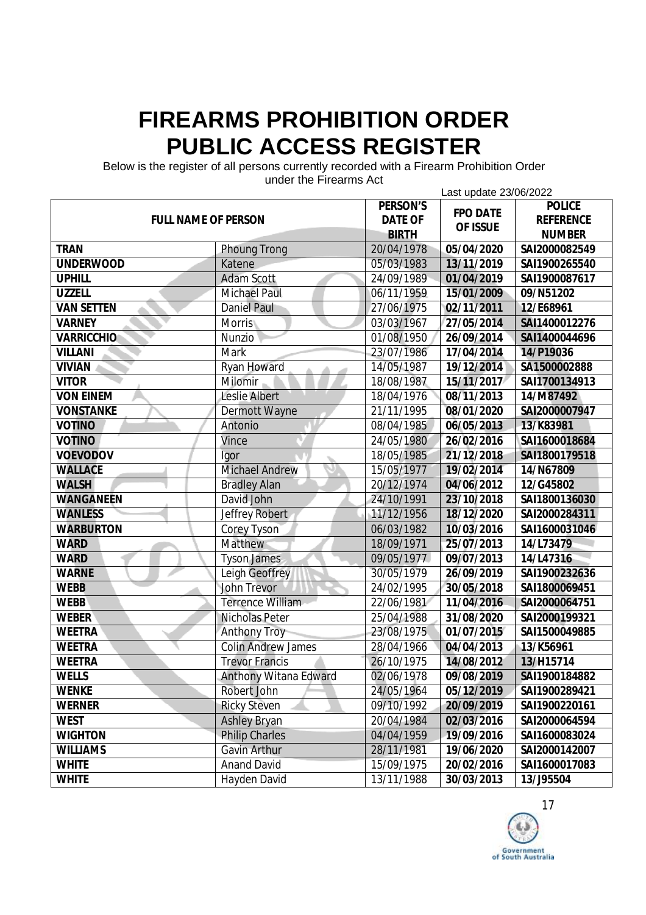# FIREARMS PROHIBITION ORDER PUBLIC ACCESS REGISTER

Below is the register of all persons currently recorded with a Firearm Prohibition Order under the Firearms Act

Last update 23/06/2022

| FULL NAME OF PERSON | | PERSON'S DATE OF BIRTH | FPO DATE OF ISSUE | POLICE REFERENCE NUMBER |
|---|---|---|---|---|
| **TRAN** | Phoung Trong | 20/04/1978 | **05/04/2020** | **SAI2000082549** |
| **UNDERWOOD** | Katene | 05/03/1983 | **13/11/2019** | **SAI1900265540** |
| **UPHILL** | Adam Scott | 24/09/1989 | **01/04/2019** | **SAI1900087617** |
| **UZZELL** | Michael Paul | 06/11/1959 | **15/01/2009** | **09/N51202** |
| **VAN SETTEN** | Daniel Paul | 27/06/1975 | **02/11/2011** | **12/E68961** |
| **VARNEY** | Morris | 03/03/1967 | **27/05/2014** | **SAI1400012276** |
| **VARRICCHIO** | Nunzio | 01/08/1950 | **26/09/2014** | **SAI1400044696** |
| **VILLANI** | Mark | 23/07/1986 | **17/04/2014** | **14/P19036** |
| **VIVIAN** | Ryan Howard | 14/05/1987 | **19/12/2014** | **SA1500002888** |
| **VITOR** | Milomir | 18/08/1987 | **15/11/2017** | **SAI1700134913** |
| **VON EINEM** | Leslie Albert | 18/04/1976 | **08/11/2013** | **14/M87492** |
| **VONSTANKE** | Dermott Wayne | 21/11/1995 | **08/01/2020** | **SAI2000007947** |
| **VOTINO** | Antonio | 08/04/1985 | **06/05/2013** | **13/K83981** |
| **VOTINO** | Vince | 24/05/1980 | **26/02/2016** | **SAI1600018684** |
| **VOEVODOV** | Igor | 18/05/1985 | **21/12/2018** | **SAI1800179518** |
| **WALLACE** | Michael Andrew | 15/05/1977 | **19/02/2014** | **14/N67809** |
| **WALSH** | Bradley Alan | 20/12/1974 | **04/06/2012** | **12/G45802** |
| **WANGANEEN** | David John | 24/10/1991 | **23/10/2018** | **SAI1800136030** |
| **WANLESS** | Jeffrey Robert | 11/12/1956 | **18/12/2020** | **SAI2000284311** |
| **WARBURTON** | Corey Tyson | 06/03/1982 | **10/03/2016** | **SAI1600031046** |
| **WARD** | Matthew | 18/09/1971 | **25/07/2013** | **14/L73479** |
| **WARD** | Tyson James | 09/05/1977 | **09/07/2013** | **14/L47316** |
| **WARNE** | Leigh Geoffrey | 30/05/1979 | **26/09/2019** | **SAI1900232636** |
| **WEBB** | John Trevor | 24/02/1995 | **30/05/2018** | **SAI1800069451** |
| **WEBB** | Terrence William | 22/06/1981 | **11/04/2016** | **SAI2000064751** |
| **WEBER** | Nicholas Peter | 25/04/1988 | **31/08/2020** | **SAI2000199321** |
| **WEETRA** | Anthony Troy | 23/08/1975 | **01/07/2015** | **SAI1500049885** |
| **WEETRA** | Colin Andrew James | 28/04/1966 | **04/04/2013** | **13/K56961** |
| **WEETRA** | Trevor Francis | 26/10/1975 | **14/08/2012** | **13/H15714** |
| **WELLS** | Anthony Witana Edward | 02/06/1978 | **09/08/2019** | **SAI1900184882** |
| **WENKE** | Robert John | 24/05/1964 | **05/12/2019** | **SAI1900289421** |
| **WERNER** | Ricky Steven | 09/10/1992 | **20/09/2019** | **SAI1900220161** |
| **WEST** | Ashley Bryan | 20/04/1984 | **02/03/2016** | **SAI2000064594** |
| **WIGHTON** | Philip Charles | 04/04/1959 | **19/09/2016** | **SAI1600083024** |
| **WILLIAMS** | Gavin Arthur | 28/11/1981 | **19/06/2020** | **SAI2000142007** |
| **WHITE** | Anand David | 15/09/1975 | **20/02/2016** | **SAI1600017083** |
| **WHITE** | Hayden David | 13/11/1988 | **30/03/2013** | **13/J95504** |

Government of South Australia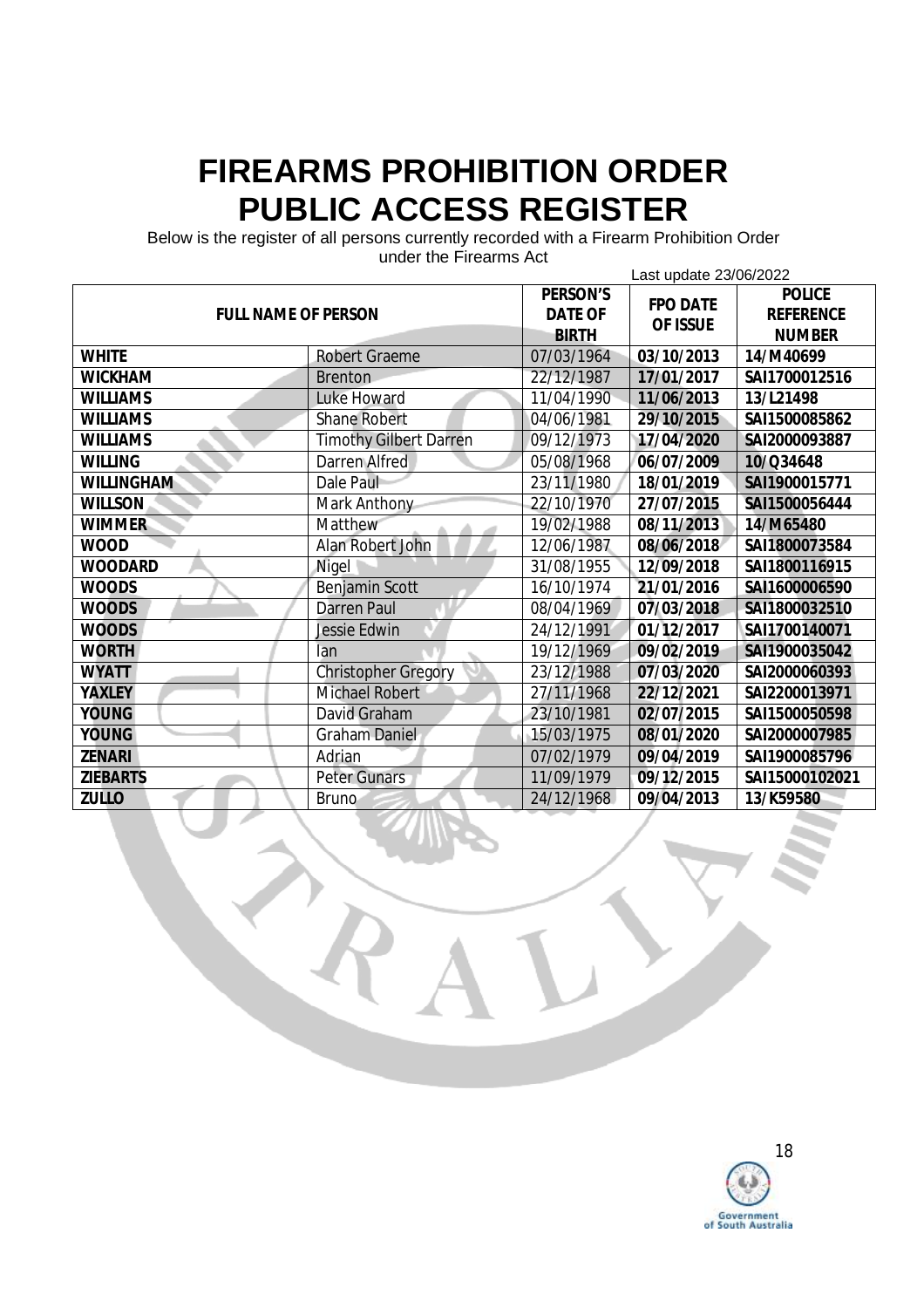# FIREARMS PROHIBITION ORDER PUBLIC ACCESS REGISTER

Below is the register of all persons currently recorded with a Firearm Prohibition Order under the Firearms Act

Last update 23/06/2022

| FULL NAME OF PERSON | | PERSON'S DATE OF BIRTH | FPO DATE OF ISSUE | POLICE REFERENCE NUMBER |
|---|---|---|---|---|
| **WHITE** | Robert Graeme | 07/03/1964 | **03/10/2013** | **14/M40699** |
| **WICKHAM** | Brenton | 22/12/1987 | **17/01/2017** | **SAI1700012516** |
| **WILLIAMS** | Luke Howard | 11/04/1990 | **11/06/2013** | **13/L21498** |
| **WILLIAMS** | Shane Robert | 04/06/1981 | **29/10/2015** | **SAI1500085862** |
| **WILLIAMS** | Timothy Gilbert Darren | 09/12/1973 | **17/04/2020** | **SAI2000093887** |
| **WILLING** | Darren Alfred | 05/08/1968 | **06/07/2009** | **10/Q34648** |
| **WILLINGHAM** | Dale Paul | 23/11/1980 | **18/01/2019** | **SAI1900015771** |
| **WILLSON** | Mark Anthony | 22/10/1970 | **27/07/2015** | **SAI1500056444** |
| **WIMMER** | Matthew | 19/02/1988 | **08/11/2013** | **14/M65480** |
| **WOOD** | Alan Robert John | 12/06/1987 | **08/06/2018** | **SAI1800073584** |
| **WOODARD** | Nigel | 31/08/1955 | **12/09/2018** | **SAI1800116915** |
| **WOODS** | Benjamin Scott | 16/10/1974 | **21/01/2016** | **SAI1600006590** |
| **WOODS** | Darren Paul | 08/04/1969 | **07/03/2018** | **SAI1800032510** |
| **WOODS** | Jessie Edwin | 24/12/1991 | **01/12/2017** | **SAI1700140071** |
| **WORTH** | Ian | 19/12/1969 | **09/02/2019** | **SAI1900035042** |
| **WYATT** | Christopher Gregory | 23/12/1988 | **07/03/2020** | **SAI2000060393** |
| **YAXLEY** | Michael Robert | 27/11/1968 | **22/12/2021** | **SAI2200013971** |
| **YOUNG** | David Graham | 23/10/1981 | **02/07/2015** | **SAI1500050598** |
| **YOUNG** | Graham Daniel | 15/03/1975 | **08/01/2020** | **SAI2000007985** |
| **ZENARI** | Adrian | 07/02/1979 | **09/04/2019** | **SAI1900085796** |
| **ZIEBARTS** | Peter Gunars | 11/09/1979 | **09/12/2015** | **SAI15000102021** |
| **ZULLO** | Bruno | 24/12/1968 | **09/04/2013** | **13/K59580** |

Government of South Australia